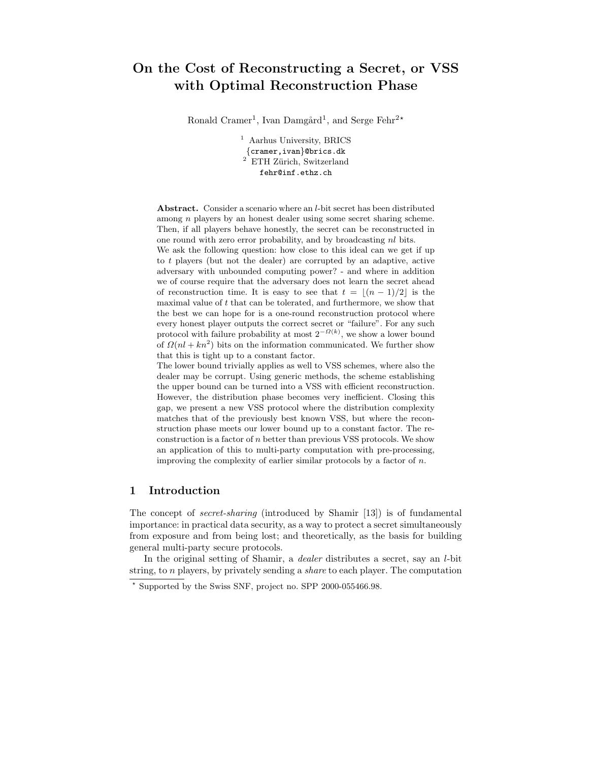# On the Cost of Reconstructing a Secret, or VSS with Optimal Reconstruction Phase

Ronald Cramer[1], Ivan Damgård[1], and Serge Fehr[2]*

[1] Aarhus University, BRICS
{cramer,ivan}@brics.dk
[2] ETH Zürich, Switzerland
fehr@inf.ethz.ch

**Abstract.** Consider a scenario where an $l$-bit secret has been distributed among $n$ players by an honest dealer using some secret sharing scheme. Then, if all players behave honestly, the secret can be reconstructed in one round with zero error probability, and by broadcasting $nl$ bits.

We ask the following question: how close to this ideal can we get if up to $t$ players (but not the dealer) are corrupted by an adaptive, active adversary with unbounded computing power? - and where in addition we of course require that the adversary does not learn the secret ahead of reconstruction time. It is easy to see that $t = \lfloor (n-1)/2 \rfloor$ is the maximal value of $t$ that can be tolerated, and furthermore, we show that the best we can hope for is a one-round reconstruction protocol where every honest player outputs the correct secret or "failure". For any such protocol with failure probability at most $2^{-\Omega(k)}$, we show a lower bound of $\Omega(nl + kn^2)$ bits on the information communicated. We further show that this is tight up to a constant factor.

The lower bound trivially applies as well to VSS schemes, where also the dealer may be corrupt. Using generic methods, the scheme establishing the upper bound can be turned into a VSS with efficient reconstruction. However, the distribution phase becomes very inefficient. Closing this gap, we present a new VSS protocol where the distribution complexity matches that of the previously best known VSS, but where the reconstruction phase meets our lower bound up to a constant factor. The reconstruction is a factor of $n$ better than previous VSS protocols. We show an application of this to multi-party computation with pre-processing, improving the complexity of earlier similar protocols by a factor of $n$.

## 1 Introduction

The concept of *secret-sharing* (introduced by Shamir [13]) is of fundamental importance: in practical data security, as a way to protect a secret simultaneously from exposure and from being lost; and theoretically, as the basis for building general multi-party secure protocols.

In the original setting of Shamir, a *dealer* distributes a secret, say an $l$-bit string, to $n$ players, by privately sending a *share* to each player. The computation

* Supported by the Swiss SNF, project no. SPP 2000-055466.98.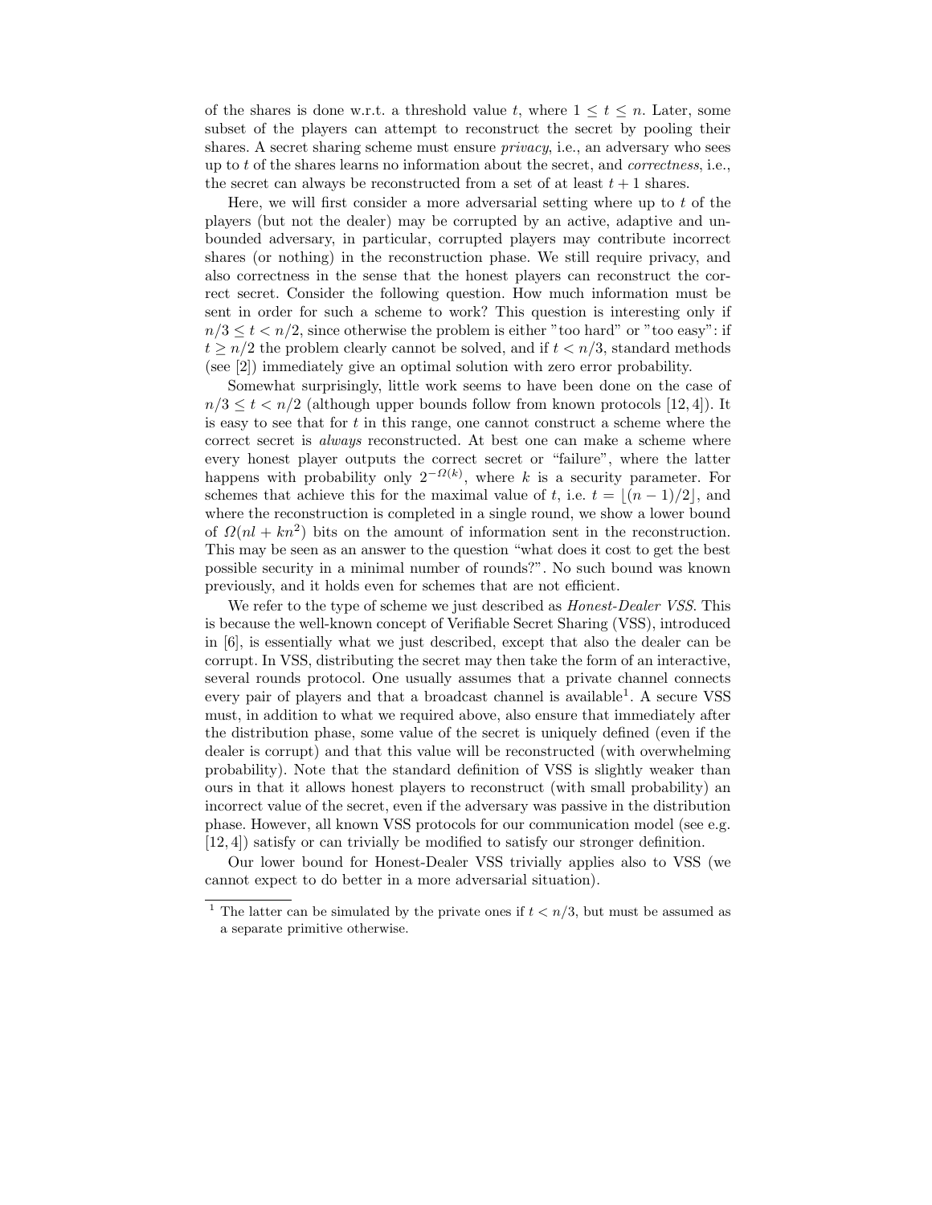of the shares is done w.r.t. a threshold value $t$, where $1 \leq t \leq n$. Later, some subset of the players can attempt to reconstruct the secret by pooling their shares. A secret sharing scheme must ensure *privacy*, i.e., an adversary who sees up to $t$ of the shares learns no information about the secret, and *correctness*, i.e., the secret can always be reconstructed from a set of at least $t+1$ shares.

Here, we will first consider a more adversarial setting where up to $t$ of the players (but not the dealer) may be corrupted by an active, adaptive and unbounded adversary, in particular, corrupted players may contribute incorrect shares (or nothing) in the reconstruction phase. We still require privacy, and also correctness in the sense that the honest players can reconstruct the correct secret. Consider the following question. How much information must be sent in order for such a scheme to work? This question is interesting only if $n/3 \leq t < n/2$, since otherwise the problem is either "too hard" or "too easy": if $t \geq n/2$ the problem clearly cannot be solved, and if $t < n/3$, standard methods (see [2]) immediately give an optimal solution with zero error probability.

Somewhat surprisingly, little work seems to have been done on the case of $n/3 \leq t < n/2$ (although upper bounds follow from known protocols [12, 4]). It is easy to see that for $t$ in this range, one cannot construct a scheme where the correct secret is *always* reconstructed. At best one can make a scheme where every honest player outputs the correct secret or "failure", where the latter happens with probability only $2^{-\Omega(k)}$, where $k$ is a security parameter. For schemes that achieve this for the maximal value of $t$, i.e. $t = \lfloor (n-1)/2 \rfloor$, and where the reconstruction is completed in a single round, we show a lower bound of $\Omega(nl + kn^2)$ bits on the amount of information sent in the reconstruction. This may be seen as an answer to the question "what does it cost to get the best possible security in a minimal number of rounds?". No such bound was known previously, and it holds even for schemes that are not efficient.

We refer to the type of scheme we just described as *Honest-Dealer VSS*. This is because the well-known concept of Verifiable Secret Sharing (VSS), introduced in [6], is essentially what we just described, except that also the dealer can be corrupt. In VSS, distributing the secret may then take the form of an interactive, several rounds protocol. One usually assumes that a private channel connects every pair of players and that a broadcast channel is available[1]. A secure VSS must, in addition to what we required above, also ensure that immediately after the distribution phase, some value of the secret is uniquely defined (even if the dealer is corrupt) and that this value will be reconstructed (with overwhelming probability). Note that the standard definition of VSS is slightly weaker than ours in that it allows honest players to reconstruct (with small probability) an incorrect value of the secret, even if the adversary was passive in the distribution phase. However, all known VSS protocols for our communication model (see e.g. [12, 4]) satisfy or can trivially be modified to satisfy our stronger definition.

Our lower bound for Honest-Dealer VSS trivially applies also to VSS (we cannot expect to do better in a more adversarial situation).

[1] The latter can be simulated by the private ones if $t < n/3$, but must be assumed as a separate primitive otherwise.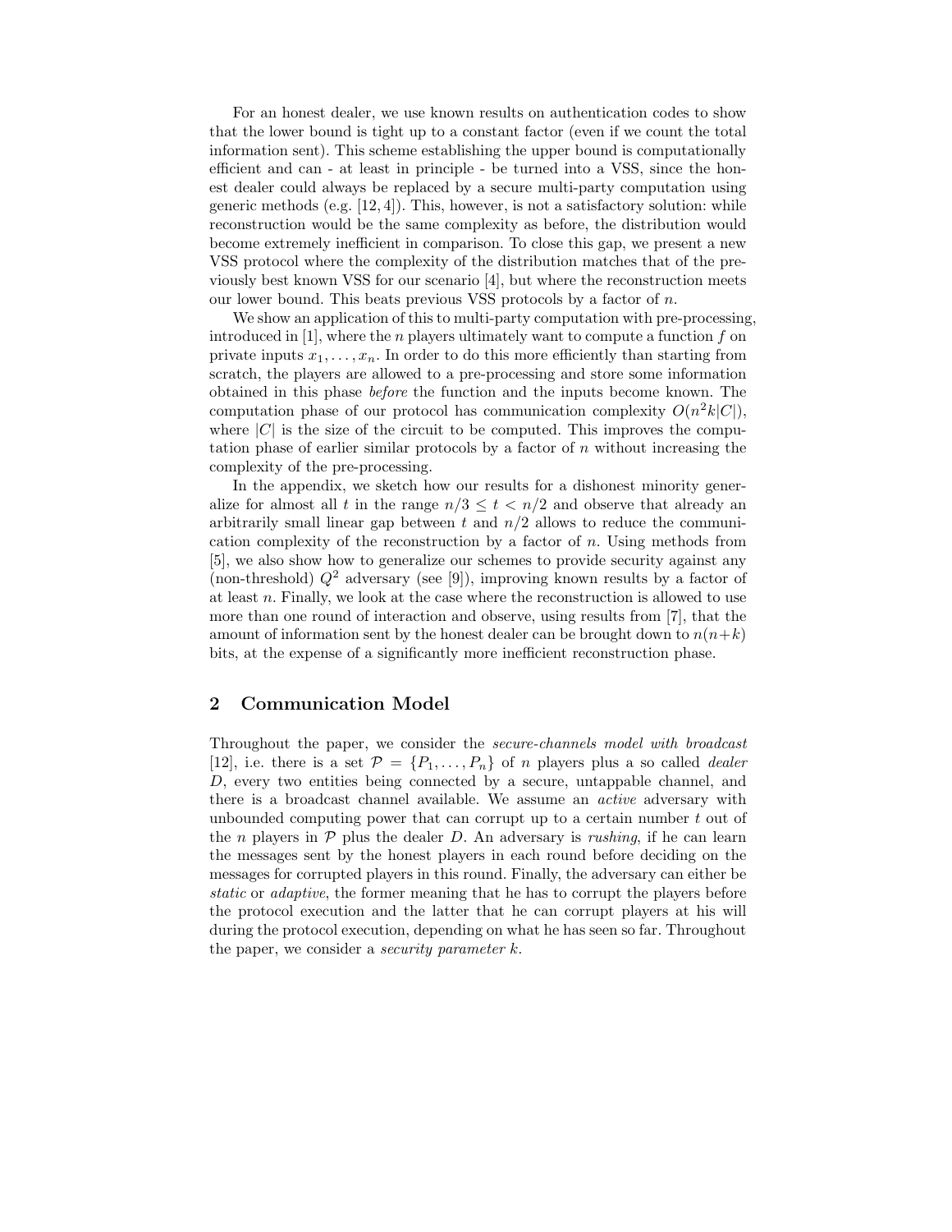For an honest dealer, we use known results on authentication codes to show that the lower bound is tight up to a constant factor (even if we count the total information sent). This scheme establishing the upper bound is computationally efficient and can - at least in principle - be turned into a VSS, since the honest dealer could always be replaced by a secure multi-party computation using generic methods (e.g. [12, 4]). This, however, is not a satisfactory solution: while reconstruction would be the same complexity as before, the distribution would become extremely inefficient in comparison. To close this gap, we present a new VSS protocol where the complexity of the distribution matches that of the previously best known VSS for our scenario [4], but where the reconstruction meets our lower bound. This beats previous VSS protocols by a factor of $n$.

We show an application of this to multi-party computation with pre-processing, introduced in [1], where the $n$ players ultimately want to compute a function $f$ on private inputs $x_1, \ldots, x_n$. In order to do this more efficiently than starting from scratch, the players are allowed to a pre-processing and store some information obtained in this phase *before* the function and the inputs become known. The computation phase of our protocol has communication complexity $O(n^2k|C|)$, where $|C|$ is the size of the circuit to be computed. This improves the computation phase of earlier similar protocols by a factor of $n$ without increasing the complexity of the pre-processing.

In the appendix, we sketch how our results for a dishonest minority generalize for almost all $t$ in the range $n/3 \leq t < n/2$ and observe that already an arbitrarily small linear gap between $t$ and $n/2$ allows to reduce the communication complexity of the reconstruction by a factor of $n$. Using methods from [5], we also show how to generalize our schemes to provide security against any (non-threshold) $Q^2$ adversary (see [9]), improving known results by a factor of at least $n$. Finally, we look at the case where the reconstruction is allowed to use more than one round of interaction and observe, using results from [7], that the amount of information sent by the honest dealer can be brought down to $n(n+k)$ bits, at the expense of a significantly more inefficient reconstruction phase.

## 2 Communication Model

Throughout the paper, we consider the *secure-channels model with broadcast* [12], i.e. there is a set $\mathcal{P} = \{P_1, \ldots, P_n\}$ of $n$ players plus a so called *dealer* $D$, every two entities being connected by a secure, untappable channel, and there is a broadcast channel available. We assume an *active* adversary with unbounded computing power that can corrupt up to a certain number $t$ out of the $n$ players in $\mathcal{P}$ plus the dealer $D$. An adversary is *rushing*, if he can learn the messages sent by the honest players in each round before deciding on the messages for corrupted players in this round. Finally, the adversary can either be *static* or *adaptive*, the former meaning that he has to corrupt the players before the protocol execution and the latter that he can corrupt players at his will during the protocol execution, depending on what he has seen so far. Throughout the paper, we consider a *security parameter* $k$.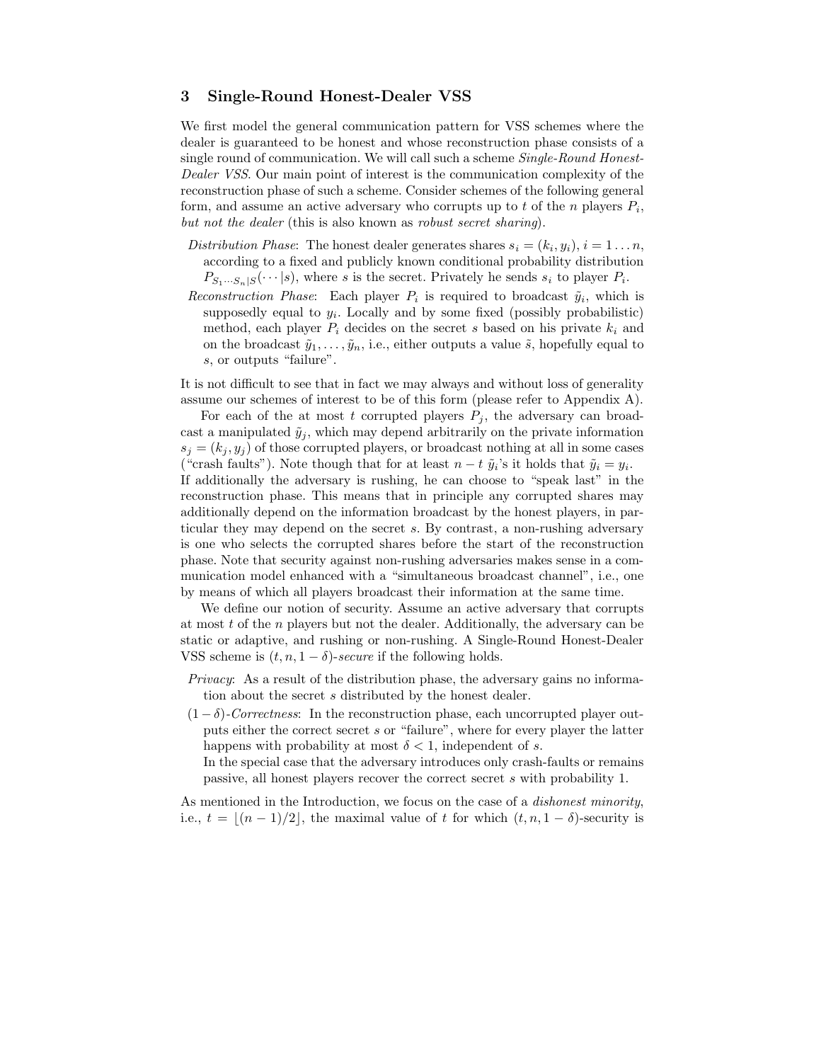## 3 Single-Round Honest-Dealer VSS

We first model the general communication pattern for VSS schemes where the dealer is guaranteed to be honest and whose reconstruction phase consists of a single round of communication. We will call such a scheme *Single-Round Honest-Dealer VSS*. Our main point of interest is the communication complexity of the reconstruction phase of such a scheme. Consider schemes of the following general form, and assume an active adversary who corrupts up to $t$ of the $n$ players $P_i$, *but not the dealer* (this is also known as *robust secret sharing*).

*Distribution Phase*: The honest dealer generates shares $s_i = (k_i, y_i)$, $i = 1 \ldots n$, according to a fixed and publicly known conditional probability distribution $P_{S_1 \cdots S_n|S}(\cdots|s)$, where $s$ is the secret. Privately he sends $s_i$ to player $P_i$.

*Reconstruction Phase*: Each player $P_i$ is required to broadcast $\tilde{y}_i$, which is supposedly equal to $y_i$. Locally and by some fixed (possibly probabilistic) method, each player $P_i$ decides on the secret $s$ based on his private $k_i$ and on the broadcast $\tilde{y}_1, \ldots, \tilde{y}_n$, i.e., either outputs a value $\tilde{s}$, hopefully equal to $s$, or outputs "failure".

It is not difficult to see that in fact we may always and without loss of generality assume our schemes of interest to be of this form (please refer to Appendix A).

For each of the at most $t$ corrupted players $P_j$, the adversary can broadcast a manipulated $\tilde{y}_j$, which may depend arbitrarily on the private information $s_j = (k_j, y_j)$ of those corrupted players, or broadcast nothing at all in some cases ("crash faults"). Note though that for at least $n - t$ $\tilde{y}_i$'s it holds that $\tilde{y}_i = y_i$. If additionally the adversary is rushing, he can choose to "speak last" in the reconstruction phase. This means that in principle any corrupted shares may additionally depend on the information broadcast by the honest players, in particular they may depend on the secret $s$. By contrast, a non-rushing adversary is one who selects the corrupted shares before the start of the reconstruction phase. Note that security against non-rushing adversaries makes sense in a communication model enhanced with a "simultaneous broadcast channel", i.e., one by means of which all players broadcast their information at the same time.

We define our notion of security. Assume an active adversary that corrupts at most $t$ of the $n$ players but not the dealer. Additionally, the adversary can be static or adaptive, and rushing or non-rushing. A Single-Round Honest-Dealer VSS scheme is $(t, n, 1-\delta)$-*secure* if the following holds.

*Privacy*: As a result of the distribution phase, the adversary gains no information about the secret $s$ distributed by the honest dealer.

$(1-\delta)$-*Correctness*: In the reconstruction phase, each uncorrupted player outputs either the correct secret $s$ or "failure", where for every player the latter happens with probability at most $\delta < 1$, independent of $s$.
In the special case that the adversary introduces only crash-faults or remains passive, all honest players recover the correct secret $s$ with probability 1.

As mentioned in the Introduction, we focus on the case of a *dishonest minority*, i.e., $t = \lfloor (n-1)/2 \rfloor$, the maximal value of $t$ for which $(t, n, 1-\delta)$-security is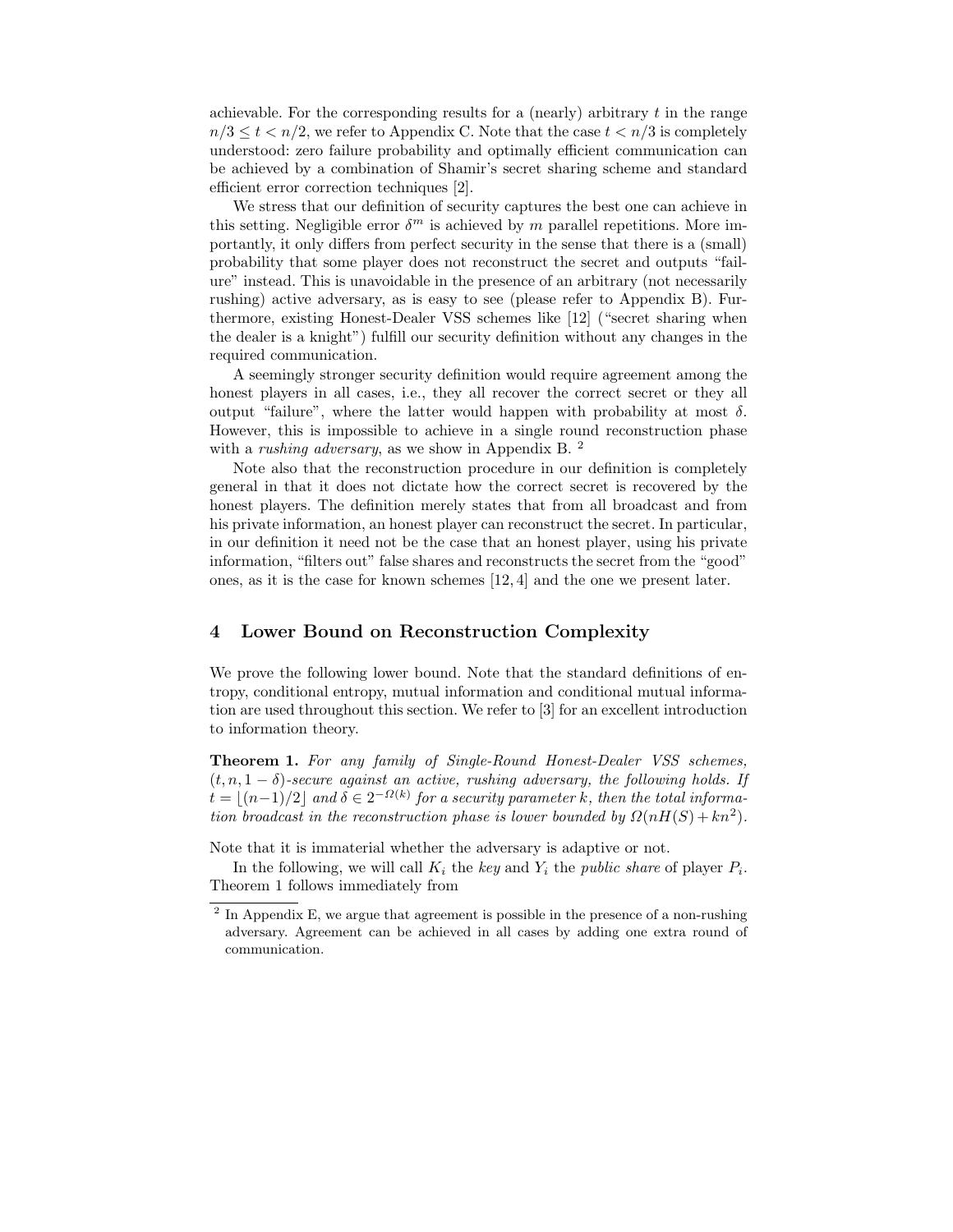achievable. For the corresponding results for a (nearly) arbitrary $t$ in the range $n/3 \leq t < n/2$, we refer to Appendix C. Note that the case $t < n/3$ is completely understood: zero failure probability and optimally efficient communication can be achieved by a combination of Shamir's secret sharing scheme and standard efficient error correction techniques [2].

We stress that our definition of security captures the best one can achieve in this setting. Negligible error $\delta^m$ is achieved by $m$ parallel repetitions. More importantly, it only differs from perfect security in the sense that there is a (small) probability that some player does not reconstruct the secret and outputs "failure" instead. This is unavoidable in the presence of an arbitrary (not necessarily rushing) active adversary, as is easy to see (please refer to Appendix B). Furthermore, existing Honest-Dealer VSS schemes like [12] ("secret sharing when the dealer is a knight") fulfill our security definition without any changes in the required communication.

A seemingly stronger security definition would require agreement among the honest players in all cases, i.e., they all recover the correct secret or they all output "failure", where the latter would happen with probability at most $\delta$. However, this is impossible to achieve in a single round reconstruction phase with a *rushing adversary*, as we show in Appendix B. [2]

Note also that the reconstruction procedure in our definition is completely general in that it does not dictate how the correct secret is recovered by the honest players. The definition merely states that from all broadcast and from his private information, an honest player can reconstruct the secret. In particular, in our definition it need not be the case that an honest player, using his private information, "filters out" false shares and reconstructs the secret from the "good" ones, as it is the case for known schemes [12, 4] and the one we present later.

## 4 Lower Bound on Reconstruction Complexity

We prove the following lower bound. Note that the standard definitions of entropy, conditional entropy, mutual information and conditional mutual information are used throughout this section. We refer to [3] for an excellent introduction to information theory.

**Theorem 1.** *For any family of Single-Round Honest-Dealer VSS schemes, $(t, n, 1-\delta)$-secure against an active, rushing adversary, the following holds. If $t = \lfloor (n-1)/2 \rfloor$ and $\delta \in 2^{-\Omega(k)}$ for a security parameter $k$, then the total information broadcast in the reconstruction phase is lower bounded by $\Omega(nH(S) + kn^2)$.*

Note that it is immaterial whether the adversary is adaptive or not.

In the following, we will call $K_i$ the *key* and $Y_i$ the *public share* of player $P_i$. Theorem 1 follows immediately from

[2] In Appendix E, we argue that agreement is possible in the presence of a non-rushing adversary. Agreement can be achieved in all cases by adding one extra round of communication.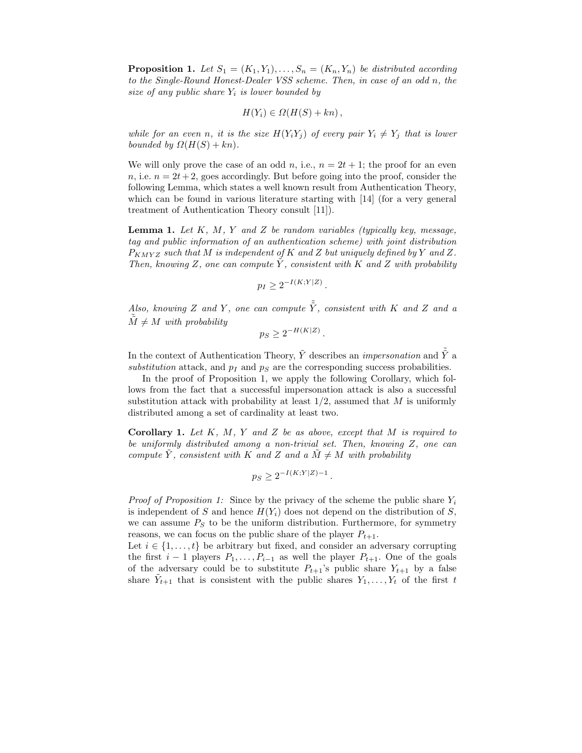**Proposition 1.** *Let $S_1 = (K_1, Y_1), \ldots, S_n = (K_n, Y_n)$ be distributed according to the Single-Round Honest-Dealer VSS scheme. Then, in case of an odd $n$, the size of any public share $Y_i$ is lower bounded by*

$$H(Y_i) \in \Omega(H(S) + kn)\,,$$

*while for an even $n$, it is the size $H(Y_iY_j)$ of every pair $Y_i \neq Y_j$ that is lower bounded by $\Omega(H(S) + kn)$.*

We will only prove the case of an odd $n$, i.e., $n = 2t + 1$; the proof for an even $n$, i.e. $n = 2t+2$, goes accordingly. But before going into the proof, consider the following Lemma, which states a well known result from Authentication Theory, which can be found in various literature starting with [14] (for a very general treatment of Authentication Theory consult [11]).

**Lemma 1.** *Let $K$, $M$, $Y$ and $Z$ be random variables (typically key, message, tag and public information of an authentication scheme) with joint distribution $P_{KMYZ}$ such that $M$ is independent of $K$ and $Z$ but uniquely defined by $Y$ and $Z$. Then, knowing $Z$, one can compute $\tilde{Y}$, consistent with $K$ and $Z$ with probability*

$$p_I \geq 2^{-I(K;Y|Z)}\,.$$

*Also, knowing $Z$ and $Y$, one can compute $\tilde{\tilde{Y}}$, consistent with $K$ and $Z$ and a $\tilde{\tilde{M}} \neq M$ with probability*

$$p_S \geq 2^{-H(K|Z)}\,.$$

In the context of Authentication Theory, $\tilde{Y}$ describes an *impersonation* and $\tilde{\tilde{Y}}$ a *substitution* attack, and $p_I$ and $p_S$ are the corresponding success probabilities.

In the proof of Proposition 1, we apply the following Corollary, which follows from the fact that a successful impersonation attack is also a successful substitution attack with probability at least 1/2, assumed that $M$ is uniformly distributed among a set of cardinality at least two.

**Corollary 1.** *Let $K$, $M$, $Y$ and $Z$ be as above, except that $M$ is required to be uniformly distributed among a non-trivial set. Then, knowing $Z$, one can compute $\tilde{Y}$, consistent with $K$ and $Z$ and a $\tilde{M} \neq M$ with probability*

$$p_S \geq 2^{-I(K;Y|Z)-1}\,.$$

*Proof of Proposition 1:* Since by the privacy of the scheme the public share $Y_i$ is independent of $S$ and hence $H(Y_i)$ does not depend on the distribution of $S$, we can assume $P_S$ to be the uniform distribution. Furthermore, for symmetry reasons, we can focus on the public share of the player $P_{t+1}$.
Let $i \in \{1, \ldots, t\}$ be arbitrary but fixed, and consider an adversary corrupting the first $i - 1$ players $P_1, \ldots, P_{i-1}$ as well the player $P_{t+1}$. One of the goals of the adversary could be to substitute $P_{t+1}$'s public share $Y_{t+1}$ by a false share $\tilde{Y}_{t+1}$ that is consistent with the public shares $Y_1, \ldots, Y_t$ of the first $t$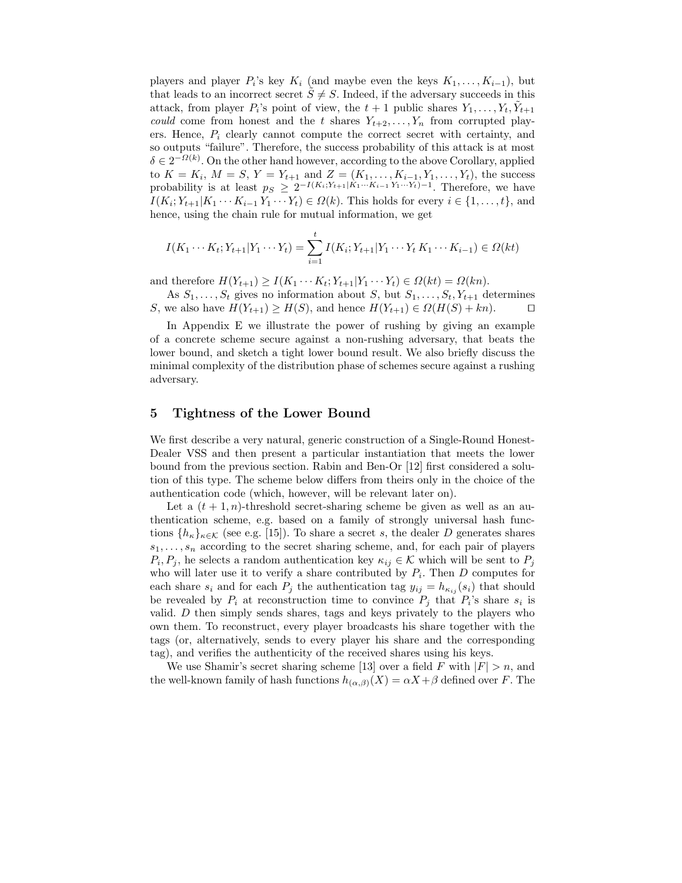players and player $P_i$'s key $K_i$ (and maybe even the keys $K_1, \ldots, K_{i-1}$), but that leads to an incorrect secret $\tilde{S} \neq S$. Indeed, if the adversary succeeds in this attack, from player $P_i$'s point of view, the $t+1$ public shares $Y_1, \ldots, Y_t, \tilde{Y}_{t+1}$ *could* come from honest and the $t$ shares $Y_{t+2}, \ldots, Y_n$ from corrupted players. Hence, $P_i$ clearly cannot compute the correct secret with certainty, and so outputs "failure". Therefore, the success probability of this attack is at most $\delta \in 2^{-\Omega(k)}$. On the other hand however, according to the above Corollary, applied to $K = K_i$, $M = S$, $Y = Y_{t+1}$ and $Z = (K_1, \ldots, K_{i-1}, Y_1, \ldots, Y_t)$, the success probability is at least $p_S \geq 2^{-I(K_i;Y_{t+1}|K_1 \cdots K_{i-1}\, Y_1 \cdots Y_t)-1}$. Therefore, we have $I(K_i; Y_{t+1}|K_1 \cdots K_{i-1}\, Y_1 \cdots Y_t) \in \Omega(k)$. This holds for every $i \in \{1, \ldots, t\}$, and hence, using the chain rule for mutual information, we get

$$I(K_1 \cdots K_t; Y_{t+1}|Y_1 \cdots Y_t) = \sum_{i=1}^{t} I(K_i; Y_{t+1}|Y_1 \cdots Y_t\, K_1 \cdots K_{i-1}) \in \Omega(kt)$$

and therefore $H(Y_{t+1}) \geq I(K_1 \cdots K_t; Y_{t+1}|Y_1 \cdots Y_t) \in \Omega(kt) = \Omega(kn)$.

As $S_1, \ldots, S_t$ gives no information about $S$, but $S_1, \ldots, S_t, Y_{t+1}$ determines $S$, we also have $H(Y_{t+1}) \geq H(S)$, and hence $H(Y_{t+1}) \in \Omega(H(S) + kn)$. □

In Appendix E we illustrate the power of rushing by giving an example of a concrete scheme secure against a non-rushing adversary, that beats the lower bound, and sketch a tight lower bound result. We also briefly discuss the minimal complexity of the distribution phase of schemes secure against a rushing adversary.

## 5 Tightness of the Lower Bound

We first describe a very natural, generic construction of a Single-Round Honest-Dealer VSS and then present a particular instantiation that meets the lower bound from the previous section. Rabin and Ben-Or [12] first considered a solution of this type. The scheme below differs from theirs only in the choice of the authentication code (which, however, will be relevant later on).

Let a $(t+1, n)$-threshold secret-sharing scheme be given as well as an authentication scheme, e.g. based on a family of strongly universal hash functions $\{h_\kappa\}_{\kappa \in \mathcal{K}}$ (see e.g. [15]). To share a secret $s$, the dealer $D$ generates shares $s_1, \ldots, s_n$ according to the secret sharing scheme, and, for each pair of players $P_i, P_j$, he selects a random authentication key $\kappa_{ij} \in \mathcal{K}$ which will be sent to $P_j$ who will later use it to verify a share contributed by $P_i$. Then $D$ computes for each share $s_i$ and for each $P_j$ the authentication tag $y_{ij} = h_{\kappa_{ij}}(s_i)$ that should be revealed by $P_i$ at reconstruction time to convince $P_j$ that $P_i$'s share $s_i$ is valid. $D$ then simply sends shares, tags and keys privately to the players who own them. To reconstruct, every player broadcasts his share together with the tags (or, alternatively, sends to every player his share and the corresponding tag), and verifies the authenticity of the received shares using his keys.

We use Shamir's secret sharing scheme [13] over a field $F$ with $|F| > n$, and the well-known family of hash functions $h_{(\alpha,\beta)}(X) = \alpha X + \beta$ defined over $F$. The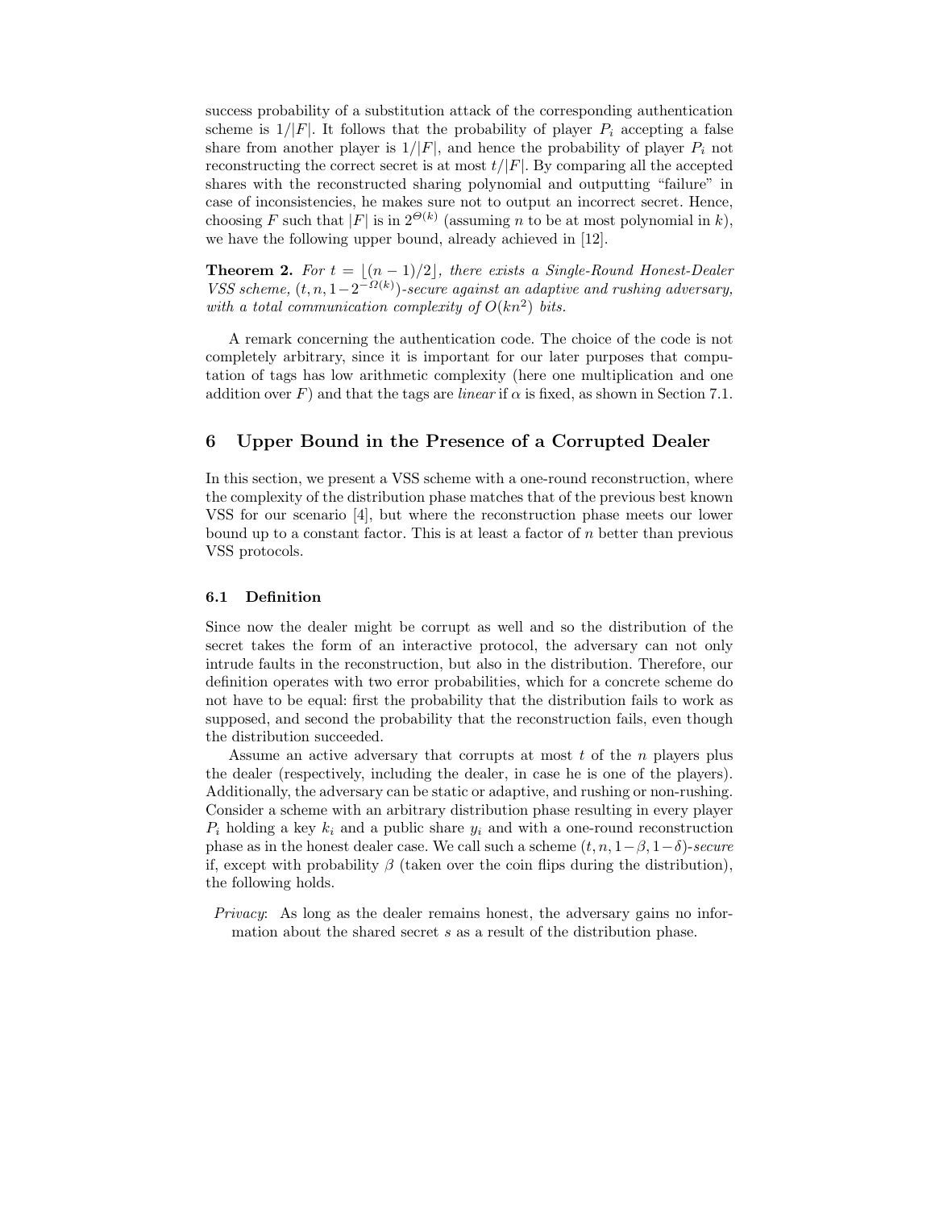success probability of a substitution attack of the corresponding authentication scheme is $1/|F|$. It follows that the probability of player $P_i$ accepting a false share from another player is $1/|F|$, and hence the probability of player $P_i$ not reconstructing the correct secret is at most $t/|F|$. By comparing all the accepted shares with the reconstructed sharing polynomial and outputting "failure" in case of inconsistencies, he makes sure not to output an incorrect secret. Hence, choosing $F$ such that $|F|$ is in $2^{\Theta(k)}$ (assuming $n$ to be at most polynomial in $k$), we have the following upper bound, already achieved in [12].

**Theorem 2.** *For $t = \lfloor (n-1)/2 \rfloor$, there exists a Single-Round Honest-Dealer VSS scheme, $(t, n, 1-2^{-\Omega(k)})$-secure against an adaptive and rushing adversary, with a total communication complexity of $O(kn^2)$ bits.*

A remark concerning the authentication code. The choice of the code is not completely arbitrary, since it is important for our later purposes that computation of tags has low arithmetic complexity (here one multiplication and one addition over $F$) and that the tags are *linear* if $\alpha$ is fixed, as shown in Section 7.1.

## 6 Upper Bound in the Presence of a Corrupted Dealer

In this section, we present a VSS scheme with a one-round reconstruction, where the complexity of the distribution phase matches that of the previous best known VSS for our scenario [4], but where the reconstruction phase meets our lower bound up to a constant factor. This is at least a factor of $n$ better than previous VSS protocols.

### 6.1 Definition

Since now the dealer might be corrupt as well and so the distribution of the secret takes the form of an interactive protocol, the adversary can not only intrude faults in the reconstruction, but also in the distribution. Therefore, our definition operates with two error probabilities, which for a concrete scheme do not have to be equal: first the probability that the distribution fails to work as supposed, and second the probability that the reconstruction fails, even though the distribution succeeded.

Assume an active adversary that corrupts at most $t$ of the $n$ players plus the dealer (respectively, including the dealer, in case he is one of the players). Additionally, the adversary can be static or adaptive, and rushing or non-rushing. Consider a scheme with an arbitrary distribution phase resulting in every player $P_i$ holding a key $k_i$ and a public share $y_i$ and with a one-round reconstruction phase as in the honest dealer case. We call such a scheme $(t, n, 1-\beta, 1-\delta)$-*secure* if, except with probability $\beta$ (taken over the coin flips during the distribution), the following holds.

*Privacy*: As long as the dealer remains honest, the adversary gains no information about the shared secret $s$ as a result of the distribution phase.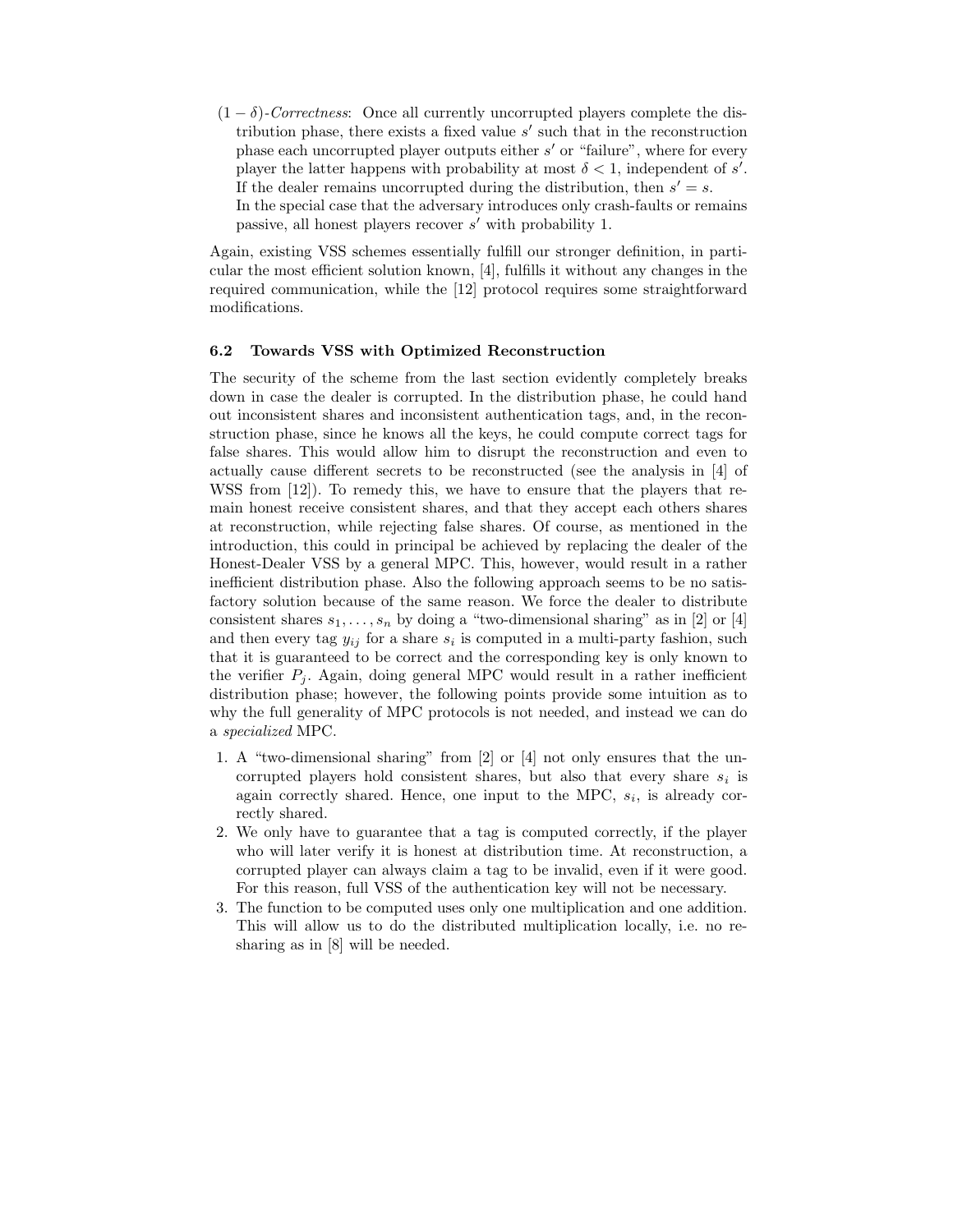$(1-\delta)$-*Correctness*: Once all currently uncorrupted players complete the distribution phase, there exists a fixed value $s'$ such that in the reconstruction phase each uncorrupted player outputs either $s'$ or "failure", where for every player the latter happens with probability at most $\delta < 1$, independent of $s'$. If the dealer remains uncorrupted during the distribution, then $s' = s$.
In the special case that the adversary introduces only crash-faults or remains passive, all honest players recover $s'$ with probability 1.

Again, existing VSS schemes essentially fulfill our stronger definition, in particular the most efficient solution known, [4], fulfills it without any changes in the required communication, while the [12] protocol requires some straightforward modifications.

### 6.2 Towards VSS with Optimized Reconstruction

The security of the scheme from the last section evidently completely breaks down in case the dealer is corrupted. In the distribution phase, he could hand out inconsistent shares and inconsistent authentication tags, and, in the reconstruction phase, since he knows all the keys, he could compute correct tags for false shares. This would allow him to disrupt the reconstruction and even to actually cause different secrets to be reconstructed (see the analysis in [4] of WSS from [12]). To remedy this, we have to ensure that the players that remain honest receive consistent shares, and that they accept each others shares at reconstruction, while rejecting false shares. Of course, as mentioned in the introduction, this could in principal be achieved by replacing the dealer of the Honest-Dealer VSS by a general MPC. This, however, would result in a rather inefficient distribution phase. Also the following approach seems to be no satisfactory solution because of the same reason. We force the dealer to distribute consistent shares $s_1, \ldots, s_n$ by doing a "two-dimensional sharing" as in [2] or [4] and then every tag $y_{ij}$ for a share $s_i$ is computed in a multi-party fashion, such that it is guaranteed to be correct and the corresponding key is only known to the verifier $P_j$. Again, doing general MPC would result in a rather inefficient distribution phase; however, the following points provide some intuition as to why the full generality of MPC protocols is not needed, and instead we can do a *specialized* MPC.

1. A "two-dimensional sharing" from [2] or [4] not only ensures that the uncorrupted players hold consistent shares, but also that every share $s_i$ is again correctly shared. Hence, one input to the MPC, $s_i$, is already correctly shared.
2. We only have to guarantee that a tag is computed correctly, if the player who will later verify it is honest at distribution time. At reconstruction, a corrupted player can always claim a tag to be invalid, even if it were good. For this reason, full VSS of the authentication key will not be necessary.
3. The function to be computed uses only one multiplication and one addition. This will allow us to do the distributed multiplication locally, i.e. no resharing as in [8] will be needed.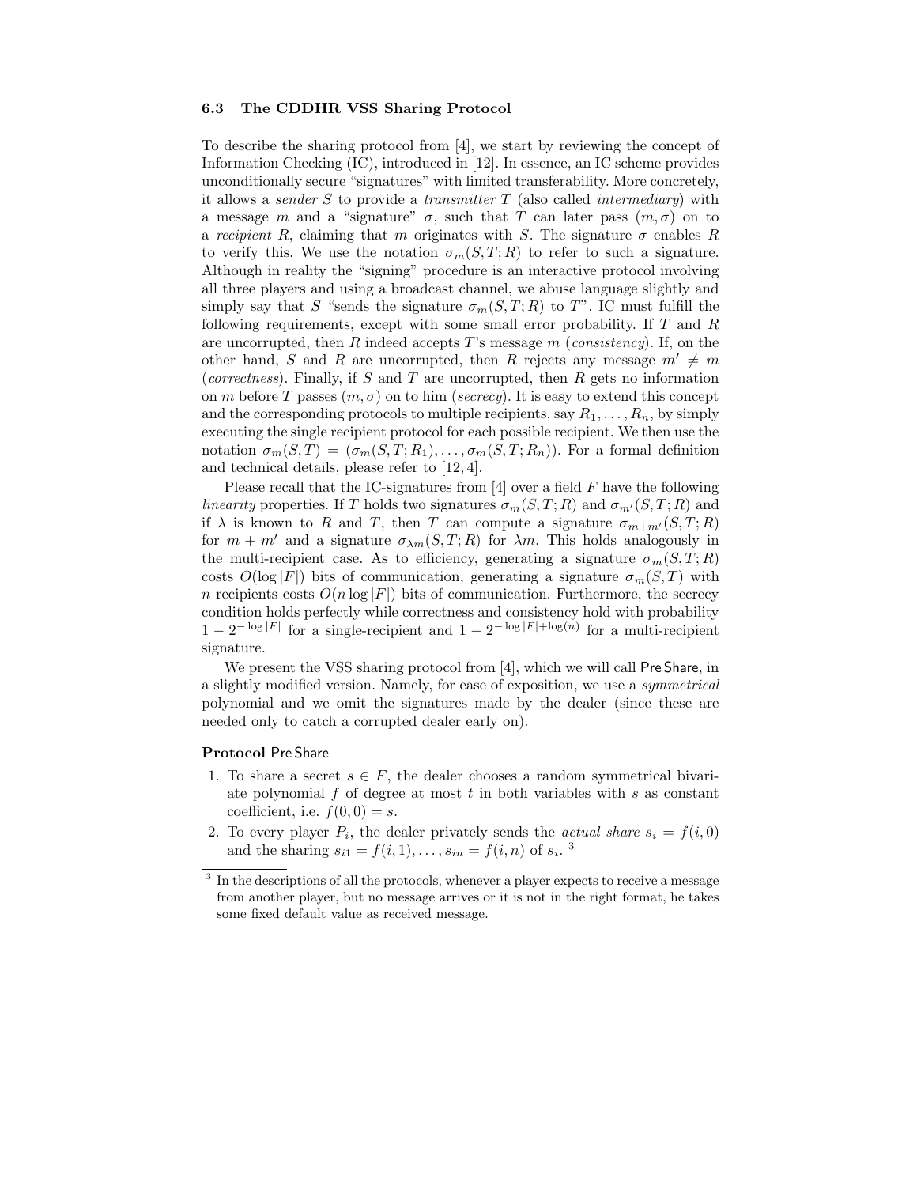### 6.3 The CDDHR VSS Sharing Protocol

To describe the sharing protocol from [4], we start by reviewing the concept of Information Checking (IC), introduced in [12]. In essence, an IC scheme provides unconditionally secure "signatures" with limited transferability. More concretely, it allows a *sender* $S$ to provide a *transmitter* $T$ (also called *intermediary*) with a message $m$ and a "signature" $\sigma$, such that $T$ can later pass $(m, \sigma)$ on to a *recipient* $R$, claiming that $m$ originates with $S$. The signature $\sigma$ enables $R$ to verify this. We use the notation $\sigma_m(S, T; R)$ to refer to such a signature. Although in reality the "signing" procedure is an interactive protocol involving all three players and using a broadcast channel, we abuse language slightly and simply say that $S$ "sends the signature $\sigma_m(S, T; R)$ to $T$". IC must fulfill the following requirements, except with some small error probability. If $T$ and $R$ are uncorrupted, then $R$ indeed accepts $T$'s message $m$ (*consistency*). If, on the other hand, $S$ and $R$ are uncorrupted, then $R$ rejects any message $m' \neq m$ (*correctness*). Finally, if $S$ and $T$ are uncorrupted, then $R$ gets no information on $m$ before $T$ passes $(m, \sigma)$ on to him (*secrecy*). It is easy to extend this concept and the corresponding protocols to multiple recipients, say $R_1, \ldots, R_n$, by simply executing the single recipient protocol for each possible recipient. We then use the notation $\sigma_m(S, T) = (\sigma_m(S, T; R_1), \ldots, \sigma_m(S, T; R_n))$. For a formal definition and technical details, please refer to [12, 4].

Please recall that the IC-signatures from [4] over a field $F$ have the following *linearity* properties. If $T$ holds two signatures $\sigma_m(S, T; R)$ and $\sigma_{m'}(S, T; R)$ and if $\lambda$ is known to $R$ and $T$, then $T$ can compute a signature $\sigma_{m+m'}(S, T; R)$ for $m + m'$ and a signature $\sigma_{\lambda m}(S, T; R)$ for $\lambda m$. This holds analogously in the multi-recipient case. As to efficiency, generating a signature $\sigma_m(S, T; R)$ costs $O(\log |F|)$ bits of communication, generating a signature $\sigma_m(S, T)$ with $n$ recipients costs $O(n \log |F|)$ bits of communication. Furthermore, the secrecy condition holds perfectly while correctness and consistency hold with probability $1 - 2^{-\log |F|}$ for a single-recipient and $1 - 2^{-\log |F| + \log(n)}$ for a multi-recipient signature.

We present the VSS sharing protocol from [4], which we will call Pre Share, in a slightly modified version. Namely, for ease of exposition, we use a *symmetrical* polynomial and we omit the signatures made by the dealer (since these are needed only to catch a corrupted dealer early on).

**Protocol** Pre Share

1. To share a secret $s \in F$, the dealer chooses a random symmetrical bivariate polynomial $f$ of degree at most $t$ in both variables with $s$ as constant coefficient, i.e. $f(0, 0) = s$.
2. To every player $P_i$, the dealer privately sends the *actual share* $s_i = f(i, 0)$ and the sharing $s_{i1} = f(i, 1), \ldots, s_{in} = f(i, n)$ of $s_i$. [3]

[3] In the descriptions of all the protocols, whenever a player expects to receive a message from another player, but no message arrives or it is not in the right format, he takes some fixed default value as received message.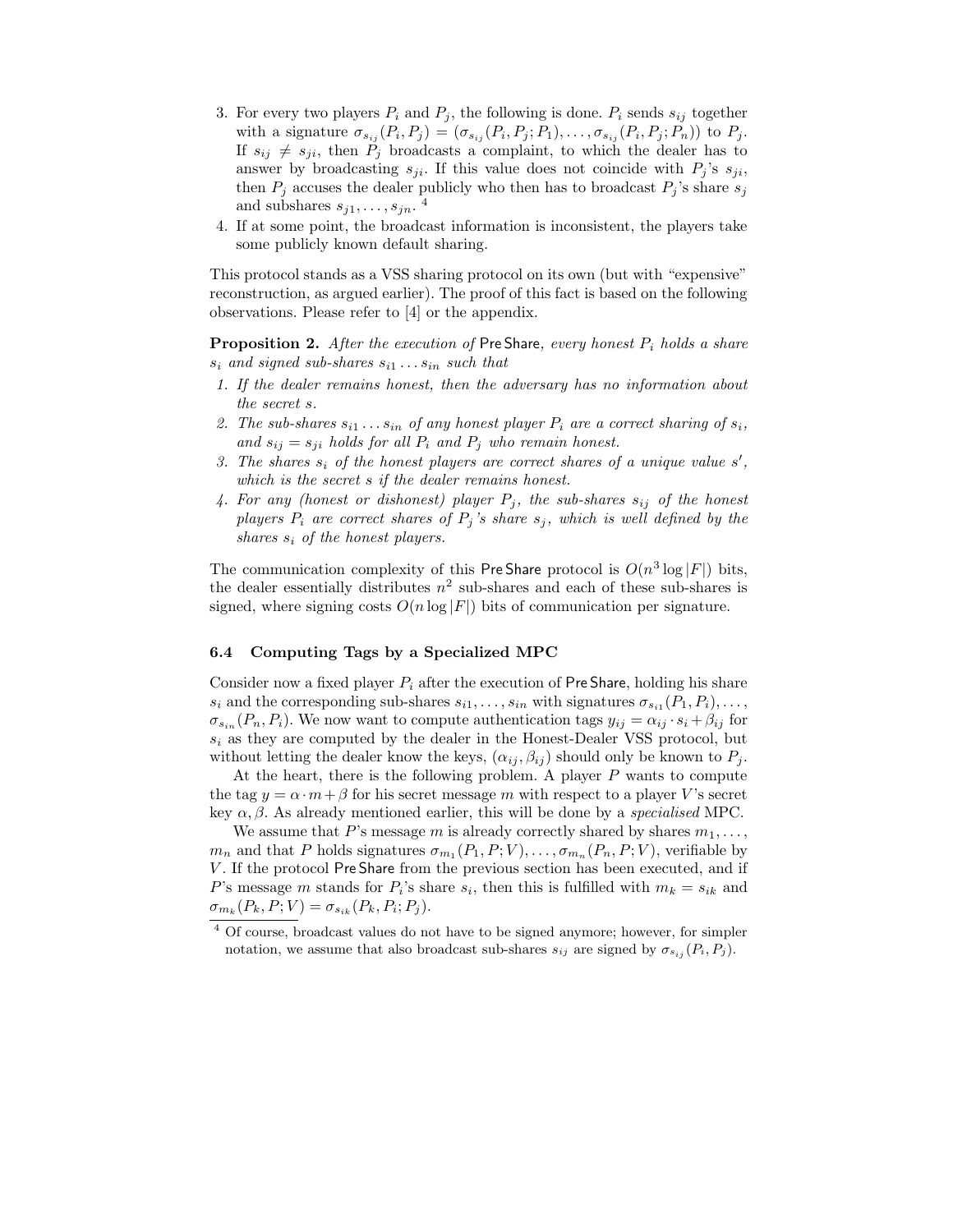3. For every two players $P_i$ and $P_j$, the following is done. $P_i$ sends $s_{ij}$ together with a signature $\sigma_{s_{ij}}(P_i, P_j) = (\sigma_{s_{ij}}(P_i, P_j; P_1), \ldots, \sigma_{s_{ij}}(P_i, P_j; P_n))$ to $P_j$. If $s_{ij} \neq s_{ji}$, then $P_j$ broadcasts a complaint, to which the dealer has to answer by broadcasting $s_{ji}$. If this value does not coincide with $P_j$'s $s_{ji}$, then $P_j$ accuses the dealer publicly who then has to broadcast $P_j$'s share $s_j$ and subshares $s_{j1}, \ldots, s_{jn}$. [4]
4. If at some point, the broadcast information is inconsistent, the players take some publicly known default sharing.

This protocol stands as a VSS sharing protocol on its own (but with "expensive" reconstruction, as argued earlier). The proof of this fact is based on the following observations. Please refer to [4] or the appendix.

**Proposition 2.** *After the execution of* PreShare*, every honest $P_i$ holds a share $s_i$ and signed sub-shares $s_{i1} \ldots s_{in}$ such that*

1. *If the dealer remains honest, then the adversary has no information about the secret $s$.*
2. *The sub-shares $s_{i1} \ldots s_{in}$ of any honest player $P_i$ are a correct sharing of $s_i$, and $s_{ij} = s_{ji}$ holds for all $P_i$ and $P_j$ who remain honest.*
3. *The shares $s_i$ of the honest players are correct shares of a unique value $s'$, which is the secret $s$ if the dealer remains honest.*
4. *For any (honest or dishonest) player $P_j$, the sub-shares $s_{ij}$ of the honest players $P_i$ are correct shares of $P_j$'s share $s_j$, which is well defined by the shares $s_i$ of the honest players.*

The communication complexity of this PreShare protocol is $O(n^3 \log |F|)$ bits, the dealer essentially distributes $n^2$ sub-shares and each of these sub-shares is signed, where signing costs $O(n \log |F|)$ bits of communication per signature.

### 6.4 Computing Tags by a Specialized MPC

Consider now a fixed player $P_i$ after the execution of PreShare, holding his share $s_i$ and the corresponding sub-shares $s_{i1}, \ldots, s_{in}$ with signatures $\sigma_{s_{i1}}(P_1, P_i), \ldots, \sigma_{s_{in}}(P_n, P_i)$. We now want to compute authentication tags $y_{ij} = \alpha_{ij} \cdot s_i + \beta_{ij}$ for $s_i$ as they are computed by the dealer in the Honest-Dealer VSS protocol, but without letting the dealer know the keys, $(\alpha_{ij}, \beta_{ij})$ should only be known to $P_j$.

At the heart, there is the following problem. A player $P$ wants to compute the tag $y = \alpha \cdot m + \beta$ for his secret message $m$ with respect to a player $V$'s secret key $\alpha, \beta$. As already mentioned earlier, this will be done by a *specialised* MPC.

We assume that $P$'s message $m$ is already correctly shared by shares $m_1, \ldots, m_n$ and that $P$ holds signatures $\sigma_{m_1}(P_1, P; V), \ldots, \sigma_{m_n}(P_n, P; V)$, verifiable by $V$. If the protocol PreShare from the previous section has been executed, and if $P$'s message $m$ stands for $P_i$'s share $s_i$, then this is fulfilled with $m_k = s_{ik}$ and $\sigma_{m_k}(P_k, P; V) = \sigma_{s_{ik}}(P_k, P_i; P_j)$.

[4] Of course, broadcast values do not have to be signed anymore; however, for simpler notation, we assume that also broadcast sub-shares $s_{ij}$ are signed by $\sigma_{s_{ij}}(P_i, P_j)$.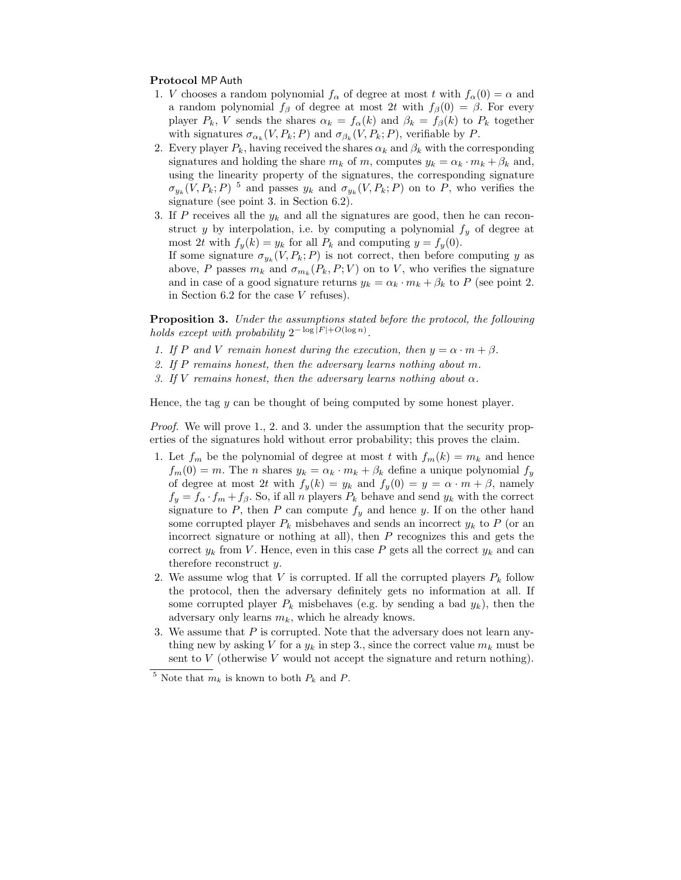**Protocol** MP Auth

1. $V$ chooses a random polynomial $f_\alpha$ of degree at most $t$ with $f_\alpha(0) = \alpha$ and a random polynomial $f_\beta$ of degree at most $2t$ with $f_\beta(0) = \beta$. For every player $P_k$, $V$ sends the shares $\alpha_k = f_\alpha(k)$ and $\beta_k = f_\beta(k)$ to $P_k$ together with signatures $\sigma_{\alpha_k}(V, P_k; P)$ and $\sigma_{\beta_k}(V, P_k; P)$, verifiable by $P$.
2. Every player $P_k$, having received the shares $\alpha_k$ and $\beta_k$ with the corresponding signatures and holding the share $m_k$ of $m$, computes $y_k = \alpha_k \cdot m_k + \beta_k$ and, using the linearity property of the signatures, the corresponding signature $\sigma_{y_k}(V, P_k; P)$ [5] and passes $y_k$ and $\sigma_{y_k}(V, P_k; P)$ on to $P$, who verifies the signature (see point 3. in Section 6.2).
3. If $P$ receives all the $y_k$ and all the signatures are good, then he can reconstruct $y$ by interpolation, i.e. by computing a polynomial $f_y$ of degree at most $2t$ with $f_y(k) = y_k$ for all $P_k$ and computing $y = f_y(0)$.
   If some signature $\sigma_{y_k}(V, P_k; P)$ is not correct, then before computing $y$ as above, $P$ passes $m_k$ and $\sigma_{m_k}(P_k, P; V)$ on to $V$, who verifies the signature and in case of a good signature returns $y_k = \alpha_k \cdot m_k + \beta_k$ to $P$ (see point 2. in Section 6.2 for the case $V$ refuses).

**Proposition 3.** *Under the assumptions stated before the protocol, the following holds except with probability $2^{-\log|F|+O(\log n)}$.*

1. *If $P$ and $V$ remain honest during the execution, then $y = \alpha \cdot m + \beta$.*
2. *If $P$ remains honest, then the adversary learns nothing about $m$.*
3. *If $V$ remains honest, then the adversary learns nothing about $\alpha$.*

Hence, the tag $y$ can be thought of being computed by some honest player.

*Proof.* We will prove 1., 2. and 3. under the assumption that the security properties of the signatures hold without error probability; this proves the claim.

1. Let $f_m$ be the polynomial of degree at most $t$ with $f_m(k) = m_k$ and hence $f_m(0) = m$. The $n$ shares $y_k = \alpha_k \cdot m_k + \beta_k$ define a unique polynomial $f_y$ of degree at most $2t$ with $f_y(k) = y_k$ and $f_y(0) = y = \alpha \cdot m + \beta$, namely $f_y = f_\alpha \cdot f_m + f_\beta$. So, if all $n$ players $P_k$ behave and send $y_k$ with the correct signature to $P$, then $P$ can compute $f_y$ and hence $y$. If on the other hand some corrupted player $P_k$ misbehaves and sends an incorrect $y_k$ to $P$ (or an incorrect signature or nothing at all), then $P$ recognizes this and gets the correct $y_k$ from $V$. Hence, even in this case $P$ gets all the correct $y_k$ and can therefore reconstruct $y$.
2. We assume wlog that $V$ is corrupted. If all the corrupted players $P_k$ follow the protocol, then the adversary definitely gets no information at all. If some corrupted player $P_k$ misbehaves (e.g. by sending a bad $y_k$), then the adversary only learns $m_k$, which he already knows.
3. We assume that $P$ is corrupted. Note that the adversary does not learn anything new by asking $V$ for a $y_k$ in step 3., since the correct value $m_k$ must be sent to $V$ (otherwise $V$ would not accept the signature and return nothing).

[5] Note that $m_k$ is known to both $P_k$ and $P$.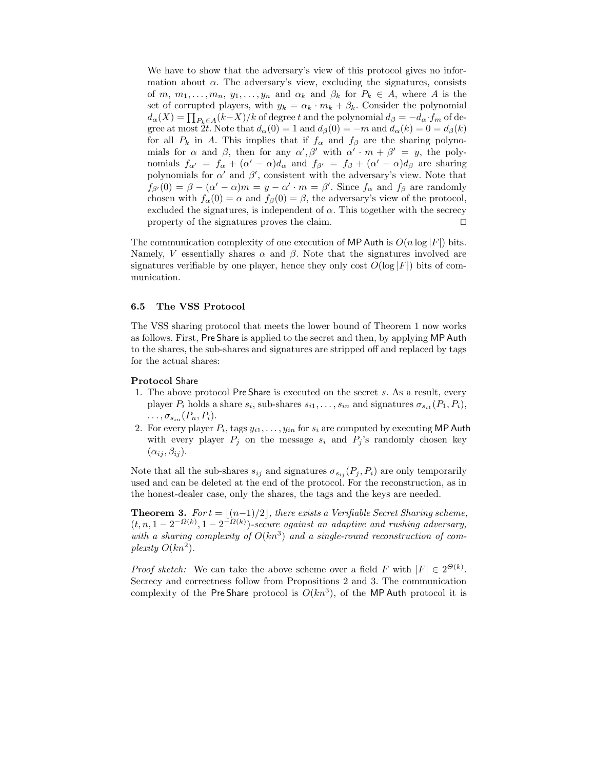We have to show that the adversary's view of this protocol gives no information about $\alpha$. The adversary's view, excluding the signatures, consists of $m$, $m_1, \ldots, m_n$, $y_1, \ldots, y_n$ and $\alpha_k$ and $\beta_k$ for $P_k \in A$, where $A$ is the set of corrupted players, with $y_k = \alpha_k \cdot m_k + \beta_k$. Consider the polynomial $d_\alpha(X) = \prod_{P_k \in A}(k - X)/k$ of degree $t$ and the polynomial $d_\beta = -d_\alpha \cdot f_m$ of degree at most $2t$. Note that $d_\alpha(0) = 1$ and $d_\beta(0) = -m$ and $d_\alpha(k) = 0 = d_\beta(k)$ for all $P_k$ in $A$. This implies that if $f_\alpha$ and $f_\beta$ are the sharing polynomials for $\alpha$ and $\beta$, then for any $\alpha', \beta'$ with $\alpha' \cdot m + \beta' = y$, the polynomials $f_{\alpha'} = f_\alpha + (\alpha' - \alpha) d_\alpha$ and $f_{\beta'} = f_\beta + (\alpha' - \alpha) d_\beta$ are sharing polynomials for $\alpha'$ and $\beta'$, consistent with the adversary's view. Note that $f_{\beta'}(0) = \beta - (\alpha' - \alpha)m = y - \alpha' \cdot m = \beta'$. Since $f_\alpha$ and $f_\beta$ are randomly chosen with $f_\alpha(0) = \alpha$ and $f_\beta(0) = \beta$, the adversary's view of the protocol, excluded the signatures, is independent of $\alpha$. This together with the secrecy property of the signatures proves the claim. □

The communication complexity of one execution of MP Auth is $O(n \log |F|)$ bits. Namely, $V$ essentially shares $\alpha$ and $\beta$. Note that the signatures involved are signatures verifiable by one player, hence they only cost $O(\log |F|)$ bits of communication.

### 6.5 The VSS Protocol

The VSS sharing protocol that meets the lower bound of Theorem 1 now works as follows. First, Pre Share is applied to the secret and then, by applying MP Auth to the shares, the sub-shares and signatures are stripped off and replaced by tags for the actual shares:

**Protocol** Share

1. The above protocol Pre Share is executed on the secret $s$. As a result, every player $P_i$ holds a share $s_i$, sub-shares $s_{i1}, \ldots, s_{in}$ and signatures $\sigma_{s_{i1}}(P_1, P_i)$, $\ldots, \sigma_{s_{in}}(P_n, P_i)$.
2. For every player $P_i$, tags $y_{i1}, \ldots, y_{in}$ for $s_i$ are computed by executing MP Auth with every player $P_j$ on the message $s_i$ and $P_j$'s randomly chosen key $(\alpha_{ij}, \beta_{ij})$.

Note that all the sub-shares $s_{ij}$ and signatures $\sigma_{s_{ij}}(P_j, P_i)$ are only temporarily used and can be deleted at the end of the protocol. For the reconstruction, as in the honest-dealer case, only the shares, the tags and the keys are needed.

**Theorem 3.** *For $t = \lfloor (n-1)/2 \rfloor$, there exists a Verifiable Secret Sharing scheme, $(t, n, 1 - 2^{-\Omega(k)}, 1 - 2^{-\Omega(k)})$-secure against an adaptive and rushing adversary, with a sharing complexity of $O(kn^3)$ and a single-round reconstruction of complexity $O(kn^2)$.*

*Proof sketch:* We can take the above scheme over a field $F$ with $|F| \in 2^{\Theta(k)}$. Secrecy and correctness follow from Propositions 2 and 3. The communication complexity of the Pre Share protocol is $O(kn^3)$, of the MP Auth protocol it is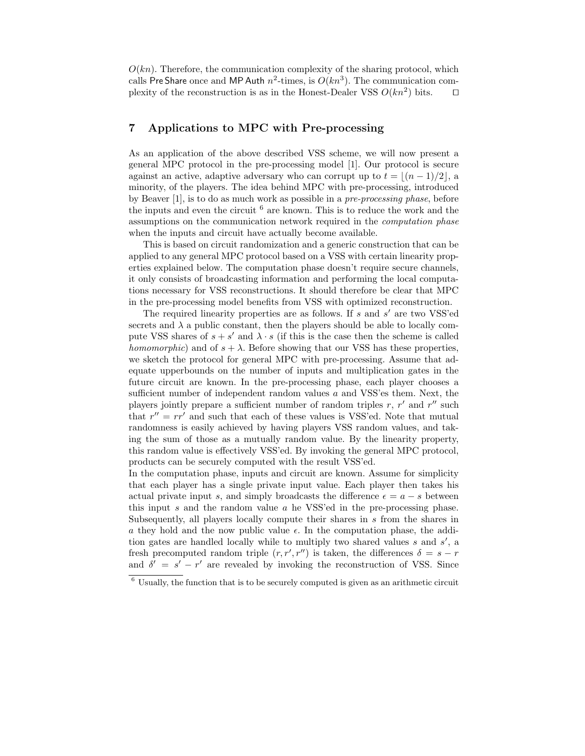$O(kn)$. Therefore, the communication complexity of the sharing protocol, which calls PreShare once and MP Auth $n^2$-times, is $O(kn^3)$. The communication complexity of the reconstruction is as in the Honest-Dealer VSS $O(kn^2)$ bits. □

## 7 Applications to MPC with Pre-processing

As an application of the above described VSS scheme, we will now present a general MPC protocol in the pre-processing model [1]. Our protocol is secure against an active, adaptive adversary who can corrupt up to $t = \lfloor (n-1)/2 \rfloor$, a minority, of the players. The idea behind MPC with pre-processing, introduced by Beaver [1], is to do as much work as possible in a *pre-processing phase*, before the inputs and even the circuit [6] are known. This is to reduce the work and the assumptions on the communication network required in the *computation phase* when the inputs and circuit have actually become available.

This is based on circuit randomization and a generic construction that can be applied to any general MPC protocol based on a VSS with certain linearity properties explained below. The computation phase doesn't require secure channels, it only consists of broadcasting information and performing the local computations necessary for VSS reconstructions. It should therefore be clear that MPC in the pre-processing model benefits from VSS with optimized reconstruction.

The required linearity properties are as follows. If $s$ and $s'$ are two VSS'ed secrets and $\lambda$ a public constant, then the players should be able to locally compute VSS shares of $s + s'$ and $\lambda \cdot s$ (if this is the case then the scheme is called *homomorphic*) and of $s + \lambda$. Before showing that our VSS has these properties, we sketch the protocol for general MPC with pre-processing. Assume that adequate upperbounds on the number of inputs and multiplication gates in the future circuit are known. In the pre-processing phase, each player chooses a sufficient number of independent random values $a$ and VSS'es them. Next, the players jointly prepare a sufficient number of random triples $r$, $r'$ and $r''$ such that $r'' = rr'$ and such that each of these values is VSS'ed. Note that mutual randomness is easily achieved by having players VSS random values, and taking the sum of those as a mutually random value. By the linearity property, this random value is effectively VSS'ed. By invoking the general MPC protocol, products can be securely computed with the result VSS'ed.

In the computation phase, inputs and circuit are known. Assume for simplicity that each player has a single private input value. Each player then takes his actual private input $s$, and simply broadcasts the difference $\epsilon = a - s$ between this input $s$ and the random value $a$ he VSS'ed in the pre-processing phase. Subsequently, all players locally compute their shares in $s$ from the shares in $a$ they hold and the now public value $\epsilon$. In the computation phase, the addition gates are handled locally while to multiply two shared values $s$ and $s'$, a fresh precomputed random triple $(r, r', r'')$ is taken, the differences $\delta = s - r$ and $\delta' = s' - r'$ are revealed by invoking the reconstruction of VSS. Since

[6] Usually, the function that is to be securely computed is given as an arithmetic circuit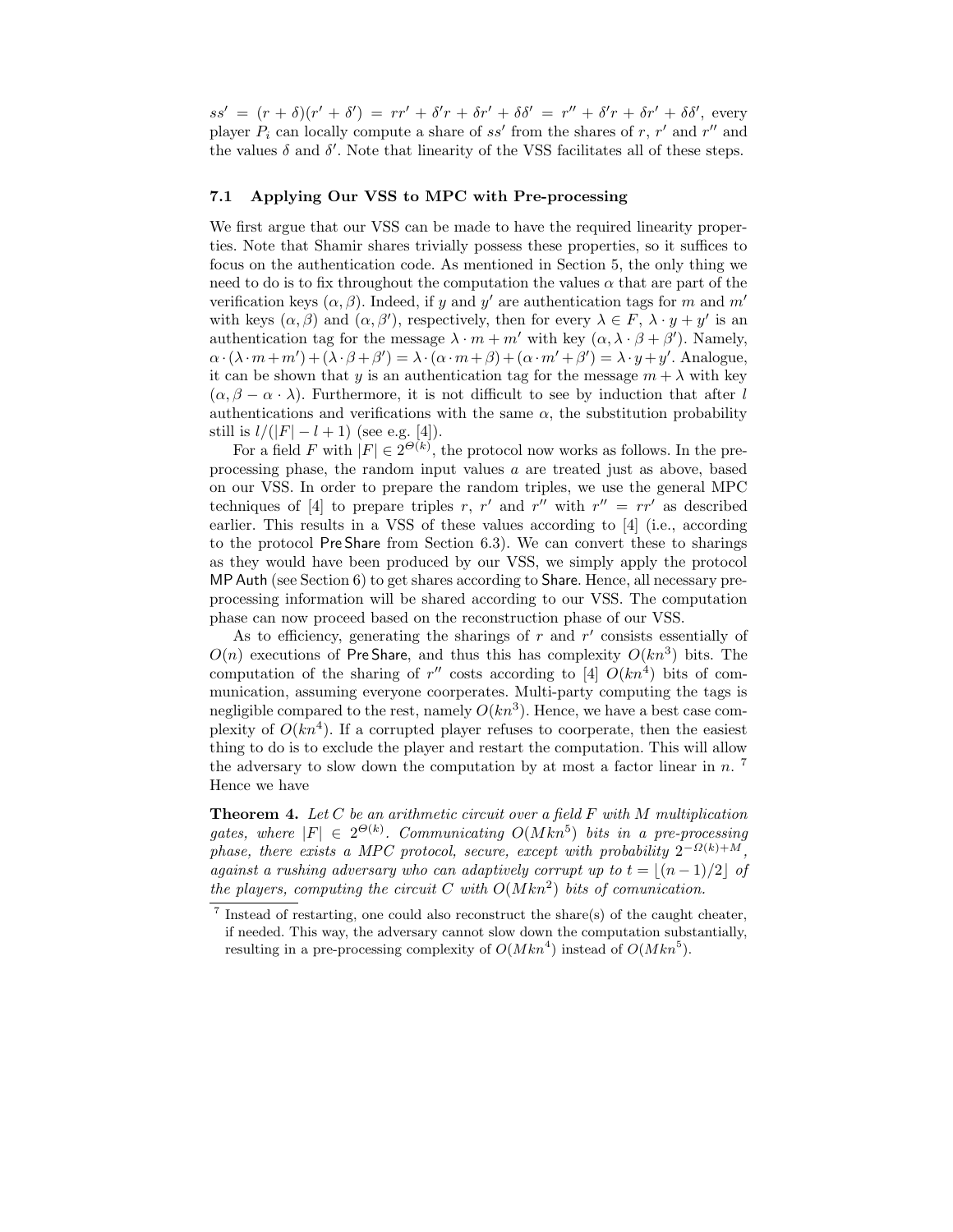$ss' = (r + \delta)(r' + \delta') = rr' + \delta' r + \delta r' + \delta\delta' = r'' + \delta' r + \delta r' + \delta\delta'$, every player $P_i$ can locally compute a share of $ss'$ from the shares of $r$, $r'$ and $r''$ and the values $\delta$ and $\delta'$. Note that linearity of the VSS facilitates all of these steps.

### 7.1 Applying Our VSS to MPC with Pre-processing

We first argue that our VSS can be made to have the required linearity properties. Note that Shamir shares trivially possess these properties, so it suffices to focus on the authentication code. As mentioned in Section 5, the only thing we need to do is to fix throughout the computation the values $\alpha$ that are part of the verification keys $(\alpha, \beta)$. Indeed, if $y$ and $y'$ are authentication tags for $m$ and $m'$ with keys $(\alpha, \beta)$ and $(\alpha, \beta')$, respectively, then for every $\lambda \in F$, $\lambda \cdot y + y'$ is an authentication tag for the message $\lambda \cdot m + m'$ with key $(\alpha, \lambda \cdot \beta + \beta')$. Namely, $\alpha \cdot (\lambda \cdot m + m') + (\lambda \cdot \beta + \beta') = \lambda \cdot (\alpha \cdot m + \beta) + (\alpha \cdot m' + \beta') = \lambda \cdot y + y'$. Analogue, it can be shown that $y$ is an authentication tag for the message $m + \lambda$ with key $(\alpha, \beta - \alpha \cdot \lambda)$. Furthermore, it is not difficult to see by induction that after $l$ authentications and verifications with the same $\alpha$, the substitution probability still is $l/(|F| - l + 1)$ (see e.g. [4]).

For a field $F$ with $|F| \in 2^{\Theta(k)}$, the protocol now works as follows. In the pre-processing phase, the random input values $a$ are treated just as above, based on our VSS. In order to prepare the random triples, we use the general MPC techniques of [4] to prepare triples $r$, $r'$ and $r''$ with $r'' = rr'$ as described earlier. This results in a VSS of these values according to [4] (i.e., according to the protocol Pre Share from Section 6.3). We can convert these to sharings as they would have been produced by our VSS, we simply apply the protocol MP Auth (see Section 6) to get shares according to Share. Hence, all necessary pre-processing information will be shared according to our VSS. The computation phase can now proceed based on the reconstruction phase of our VSS.

As to efficiency, generating the sharings of $r$ and $r'$ consists essentially of $O(n)$ executions of Pre Share, and thus this has complexity $O(kn^3)$ bits. The computation of the sharing of $r''$ costs according to [4] $O(kn^4)$ bits of communication, assuming everyone coorperates. Multi-party computing the tags is negligible compared to the rest, namely $O(kn^3)$. Hence, we have a best case complexity of $O(kn^4)$. If a corrupted player refuses to coorperate, then the easiest thing to do is to exclude the player and restart the computation. This will allow the adversary to slow down the computation by at most a factor linear in $n$. [7] Hence we have

**Theorem 4.** *Let $C$ be an arithmetic circuit over a field $F$ with $M$ multiplication gates, where $|F| \in 2^{\Theta(k)}$. Communicating $O(Mkn^5)$ bits in a pre-processing phase, there exists a MPC protocol, secure, except with probability $2^{-\Omega(k)+M}$, against a rushing adversary who can adaptively corrupt up to $t = \lfloor (n-1)/2 \rfloor$ of the players, computing the circuit $C$ with $O(Mkn^2)$ bits of comunication.*

---

[7] Instead of restarting, one could also reconstruct the share(s) of the caught cheater, if needed. This way, the adversary cannot slow down the computation substantially, resulting in a pre-processing complexity of $O(Mkn^4)$ instead of $O(Mkn^5)$.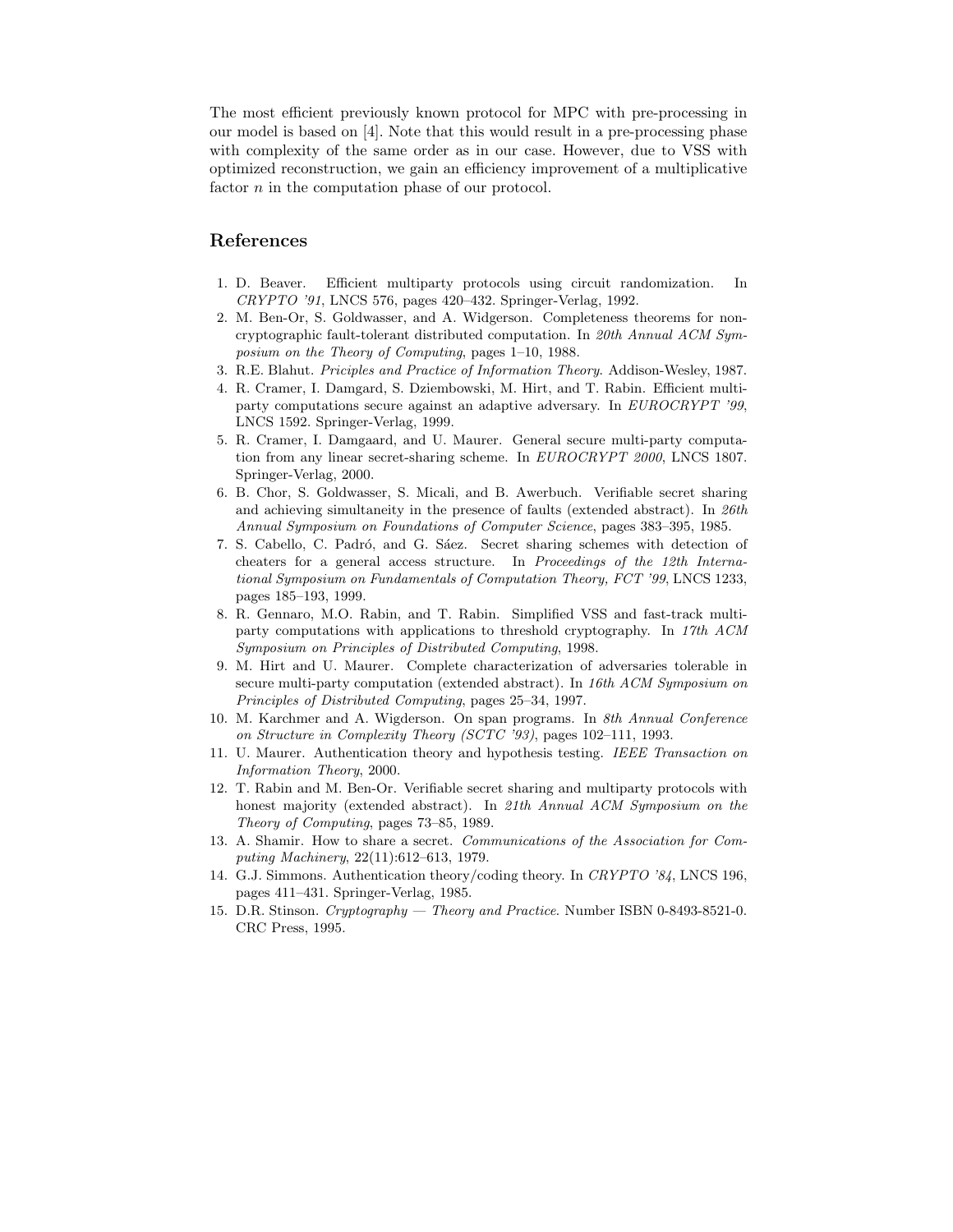The most efficient previously known protocol for MPC with pre-processing in our model is based on [4]. Note that this would result in a pre-processing phase with complexity of the same order as in our case. However, due to VSS with optimized reconstruction, we gain an efficiency improvement of a multiplicative factor $n$ in the computation phase of our protocol.

## References

1. D. Beaver. Efficient multiparty protocols using circuit randomization. In *CRYPTO '91*, LNCS 576, pages 420–432. Springer-Verlag, 1992.
2. M. Ben-Or, S. Goldwasser, and A. Widgerson. Completeness theorems for non-cryptographic fault-tolerant distributed computation. In *20th Annual ACM Symposium on the Theory of Computing*, pages 1–10, 1988.
3. R.E. Blahut. *Priciples and Practice of Information Theory*. Addison-Wesley, 1987.
4. R. Cramer, I. Damgard, S. Dziembowski, M. Hirt, and T. Rabin. Efficient multiparty computations secure against an adaptive adversary. In *EUROCRYPT '99*, LNCS 1592. Springer-Verlag, 1999.
5. R. Cramer, I. Damgaard, and U. Maurer. General secure multi-party computation from any linear secret-sharing scheme. In *EUROCRYPT 2000*, LNCS 1807. Springer-Verlag, 2000.
6. B. Chor, S. Goldwasser, S. Micali, and B. Awerbuch. Verifiable secret sharing and achieving simultaneity in the presence of faults (extended abstract). In *26th Annual Symposium on Foundations of Computer Science*, pages 383–395, 1985.
7. S. Cabello, C. Padró, and G. Sáez. Secret sharing schemes with detection of cheaters for a general access structure. In *Proceedings of the 12th International Symposium on Fundamentals of Computation Theory, FCT '99*, LNCS 1233, pages 185–193, 1999.
8. R. Gennaro, M.O. Rabin, and T. Rabin. Simplified VSS and fast-track multiparty computations with applications to threshold cryptography. In *17th ACM Symposium on Principles of Distributed Computing*, 1998.
9. M. Hirt and U. Maurer. Complete characterization of adversaries tolerable in secure multi-party computation (extended abstract). In *16th ACM Symposium on Principles of Distributed Computing*, pages 25–34, 1997.
10. M. Karchmer and A. Wigderson. On span programs. In *8th Annual Conference on Structure in Complexity Theory (SCTC '93)*, pages 102–111, 1993.
11. U. Maurer. Authentication theory and hypothesis testing. *IEEE Transaction on Information Theory*, 2000.
12. T. Rabin and M. Ben-Or. Verifiable secret sharing and multiparty protocols with honest majority (extended abstract). In *21th Annual ACM Symposium on the Theory of Computing*, pages 73–85, 1989.
13. A. Shamir. How to share a secret. *Communications of the Association for Computing Machinery*, 22(11):612–613, 1979.
14. G.J. Simmons. Authentication theory/coding theory. In *CRYPTO '84*, LNCS 196, pages 411–431. Springer-Verlag, 1985.
15. D.R. Stinson. *Cryptography — Theory and Practice*. Number ISBN 0-8493-8521-0. CRC Press, 1995.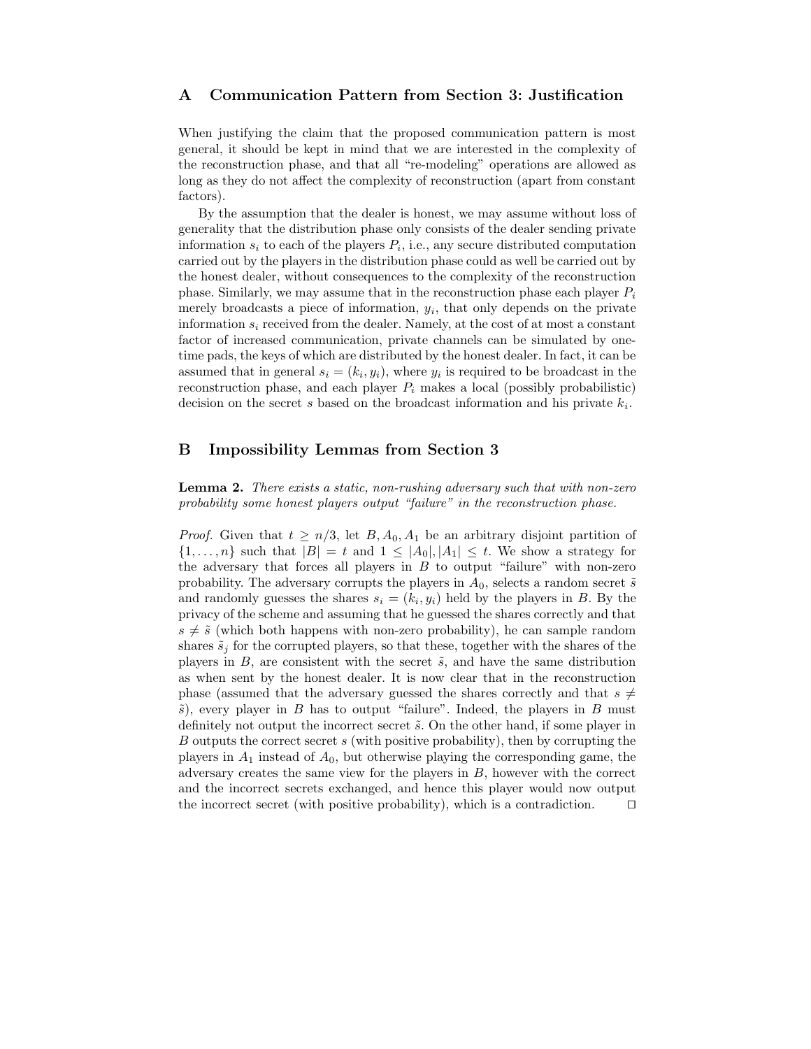## A Communication Pattern from Section 3: Justification

When justifying the claim that the proposed communication pattern is most general, it should be kept in mind that we are interested in the complexity of the reconstruction phase, and that all "re-modeling" operations are allowed as long as they do not affect the complexity of reconstruction (apart from constant factors).

By the assumption that the dealer is honest, we may assume without loss of generality that the distribution phase only consists of the dealer sending private information $s_i$ to each of the players $P_i$, i.e., any secure distributed computation carried out by the players in the distribution phase could as well be carried out by the honest dealer, without consequences to the complexity of the reconstruction phase. Similarly, we may assume that in the reconstruction phase each player $P_i$ merely broadcasts a piece of information, $y_i$, that only depends on the private information $s_i$ received from the dealer. Namely, at the cost of at most a constant factor of increased communication, private channels can be simulated by one-time pads, the keys of which are distributed by the honest dealer. In fact, it can be assumed that in general $s_i = (k_i, y_i)$, where $y_i$ is required to be broadcast in the reconstruction phase, and each player $P_i$ makes a local (possibly probabilistic) decision on the secret $s$ based on the broadcast information and his private $k_i$.

## B Impossibility Lemmas from Section 3

**Lemma 2.** *There exists a static, non-rushing adversary such that with non-zero probability some honest players output "failure" in the reconstruction phase.*

*Proof.* Given that $t \geq n/3$, let $B, A_0, A_1$ be an arbitrary disjoint partition of $\{1, \ldots, n\}$ such that $|B| = t$ and $1 \leq |A_0|, |A_1| \leq t$. We show a strategy for the adversary that forces all players in $B$ to output "failure" with non-zero probability. The adversary corrupts the players in $A_0$, selects a random secret $\tilde{s}$ and randomly guesses the shares $s_i = (k_i, y_i)$ held by the players in $B$. By the privacy of the scheme and assuming that he guessed the shares correctly and that $s \neq \tilde{s}$ (which both happens with non-zero probability), he can sample random shares $\tilde{s}_j$ for the corrupted players, so that these, together with the shares of the players in $B$, are consistent with the secret $\tilde{s}$, and have the same distribution as when sent by the honest dealer. It is now clear that in the reconstruction phase (assumed that the adversary guessed the shares correctly and that $s \neq \tilde{s}$), every player in $B$ has to output "failure". Indeed, the players in $B$ must definitely not output the incorrect secret $\tilde{s}$. On the other hand, if some player in $B$ outputs the correct secret $s$ (with positive probability), then by corrupting the players in $A_1$ instead of $A_0$, but otherwise playing the corresponding game, the adversary creates the same view for the players in $B$, however with the correct and the incorrect secrets exchanged, and hence this player would now output the incorrect secret (with positive probability), which is a contradiction. $\square$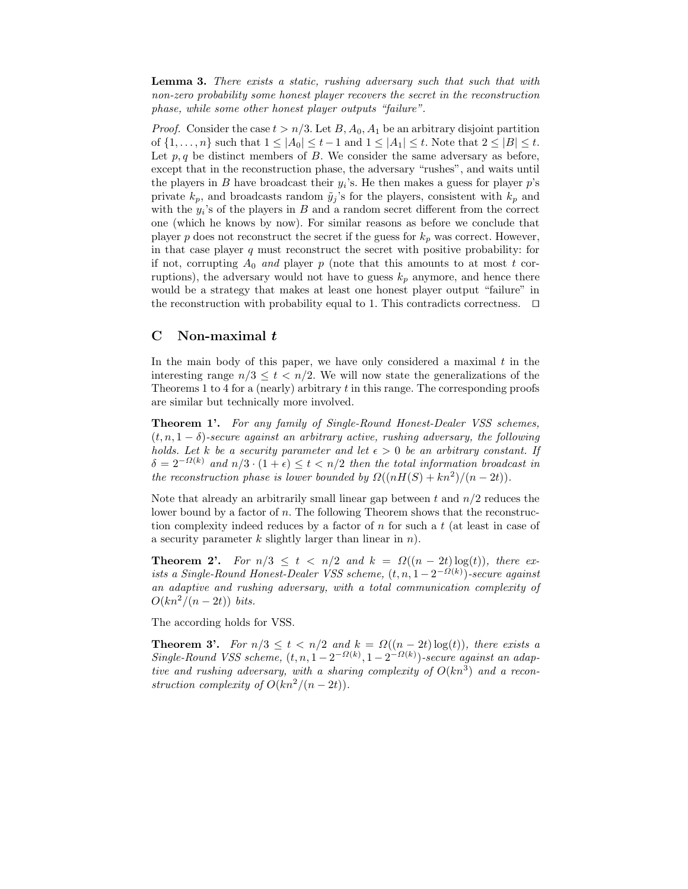**Lemma 3.** *There exists a static, rushing adversary such that such that with non-zero probability some honest player recovers the secret in the reconstruction phase, while some other honest player outputs "failure".*

*Proof.* Consider the case $t > n/3$. Let $B, A_0, A_1$ be an arbitrary disjoint partition of $\{1, \ldots, n\}$ such that $1 \leq |A_0| \leq t-1$ and $1 \leq |A_1| \leq t$. Note that $2 \leq |B| \leq t$. Let $p, q$ be distinct members of $B$. We consider the same adversary as before, except that in the reconstruction phase, the adversary "rushes", and waits until the players in $B$ have broadcast their $y_i$'s. He then makes a guess for player $p$'s private $k_p$, and broadcasts random $\tilde{y}_j$'s for the players, consistent with $k_p$ and with the $y_i$'s of the players in $B$ and a random secret different from the correct one (which he knows by now). For similar reasons as before we conclude that player $p$ does not reconstruct the secret if the guess for $k_p$ was correct. However, in that case player $q$ must reconstruct the secret with positive probability: for if not, corrupting $A_0$ *and* player $p$ (note that this amounts to at most $t$ corruptions), the adversary would not have to guess $k_p$ anymore, and hence there would be a strategy that makes at least one honest player output "failure" in the reconstruction with probability equal to 1. This contradicts correctness. $\square$

## C Non-maximal $t$

In the main body of this paper, we have only considered a maximal $t$ in the interesting range $n/3 \leq t < n/2$. We will now state the generalizations of the Theorems 1 to 4 for a (nearly) arbitrary $t$ in this range. The corresponding proofs are similar but technically more involved.

**Theorem 1'.** *For any family of Single-Round Honest-Dealer VSS schemes, $(t, n, 1-\delta)$-secure against an arbitrary active, rushing adversary, the following holds. Let $k$ be a security parameter and let $\epsilon > 0$ be an arbitrary constant. If $\delta = 2^{-\Omega(k)}$ and $n/3 \cdot (1+\epsilon) \leq t < n/2$ then the total information broadcast in the reconstruction phase is lower bounded by $\Omega((nH(S) + kn^2)/(n-2t))$.*

Note that already an arbitrarily small linear gap between $t$ and $n/2$ reduces the lower bound by a factor of $n$. The following Theorem shows that the reconstruction complexity indeed reduces by a factor of $n$ for such a $t$ (at least in case of a security parameter $k$ slightly larger than linear in $n$).

**Theorem 2'.** *For $n/3 \leq t < n/2$ and $k = \Omega((n-2t)\log(t))$, there exists a Single-Round Honest-Dealer VSS scheme, $(t, n, 1-2^{-\Omega(k)})$-secure against an adaptive and rushing adversary, with a total communication complexity of $O(kn^2/(n-2t))$ bits.*

The according holds for VSS.

**Theorem 3'.** *For $n/3 \leq t < n/2$ and $k = \Omega((n-2t)\log(t))$, there exists a Single-Round VSS scheme, $(t, n, 1-2^{-\Omega(k)}, 1-2^{-\Omega(k)})$-secure against an adaptive and rushing adversary, with a sharing complexity of $O(kn^3)$ and a reconstruction complexity of $O(kn^2/(n-2t))$.*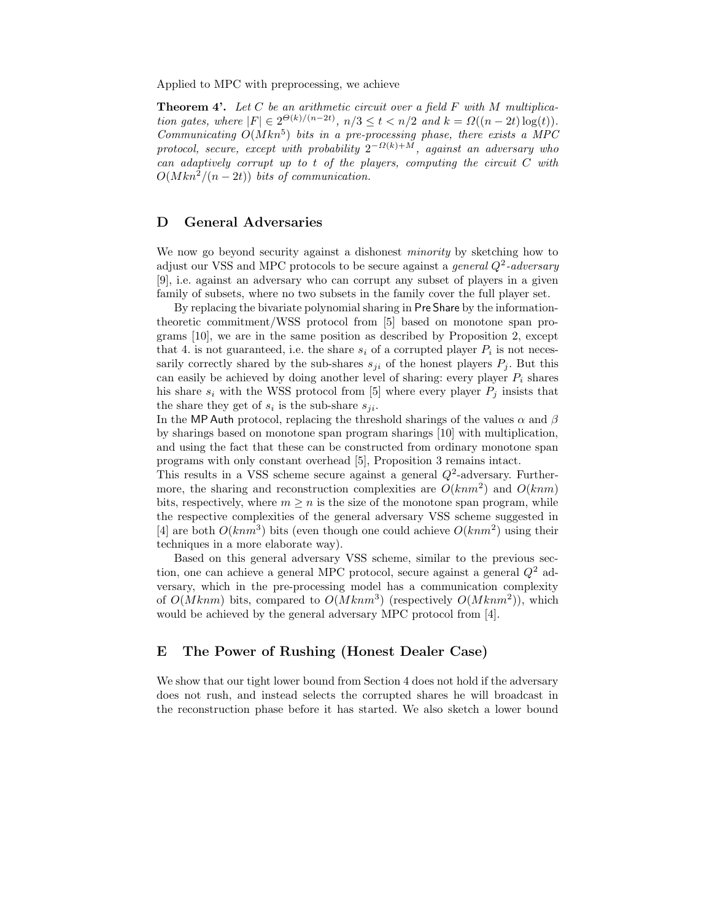Applied to MPC with preprocessing, we achieve

**Theorem 4'.** *Let $C$ be an arithmetic circuit over a field $F$ with $M$ multiplication gates, where $|F| \in 2^{\Theta(k)/(n-2t)}$, $n/3 \leq t < n/2$ and $k = \Omega((n-2t)\log(t))$. Communicating $O(Mkn^5)$ bits in a pre-processing phase, there exists a MPC protocol, secure, except with probability $2^{-\Omega(k)+M}$, against an adversary who can adaptively corrupt up to $t$ of the players, computing the circuit $C$ with $O(Mkn^2/(n-2t))$ bits of communication.*

## D General Adversaries

We now go beyond security against a dishonest *minority* by sketching how to adjust our VSS and MPC protocols to be secure against a *general $Q^2$-adversary* [9], i.e. against an adversary who can corrupt any subset of players in a given family of subsets, where no two subsets in the family cover the full player set.

By replacing the bivariate polynomial sharing in PreShare by the information-theoretic commitment/WSS protocol from [5] based on monotone span programs [10], we are in the same position as described by Proposition 2, except that 4. is not guaranteed, i.e. the share $s_i$ of a corrupted player $P_i$ is not necessarily correctly shared by the sub-shares $s_{ji}$ of the honest players $P_j$. But this can easily be achieved by doing another level of sharing: every player $P_i$ shares his share $s_i$ with the WSS protocol from [5] where every player $P_j$ insists that the share they get of $s_i$ is the sub-share $s_{ji}$.

In the MP Auth protocol, replacing the threshold sharings of the values $\alpha$ and $\beta$ by sharings based on monotone span program sharings [10] with multiplication, and using the fact that these can be constructed from ordinary monotone span programs with only constant overhead [5], Proposition 3 remains intact.

This results in a VSS scheme secure against a general $Q^2$-adversary. Furthermore, the sharing and reconstruction complexities are $O(knm^2)$ and $O(knm)$ bits, respectively, where $m \geq n$ is the size of the monotone span program, while the respective complexities of the general adversary VSS scheme suggested in [4] are both $O(knm^3)$ bits (even though one could achieve $O(knm^2)$ using their techniques in a more elaborate way).

Based on this general adversary VSS scheme, similar to the previous section, one can achieve a general MPC protocol, secure against a general $Q^2$ adversary, which in the pre-processing model has a communication complexity of $O(Mknm)$ bits, compared to $O(Mknm^3)$ (respectively $O(Mknm^2)$), which would be achieved by the general adversary MPC protocol from [4].

## E The Power of Rushing (Honest Dealer Case)

We show that our tight lower bound from Section 4 does not hold if the adversary does not rush, and instead selects the corrupted shares he will broadcast in the reconstruction phase before it has started. We also sketch a lower bound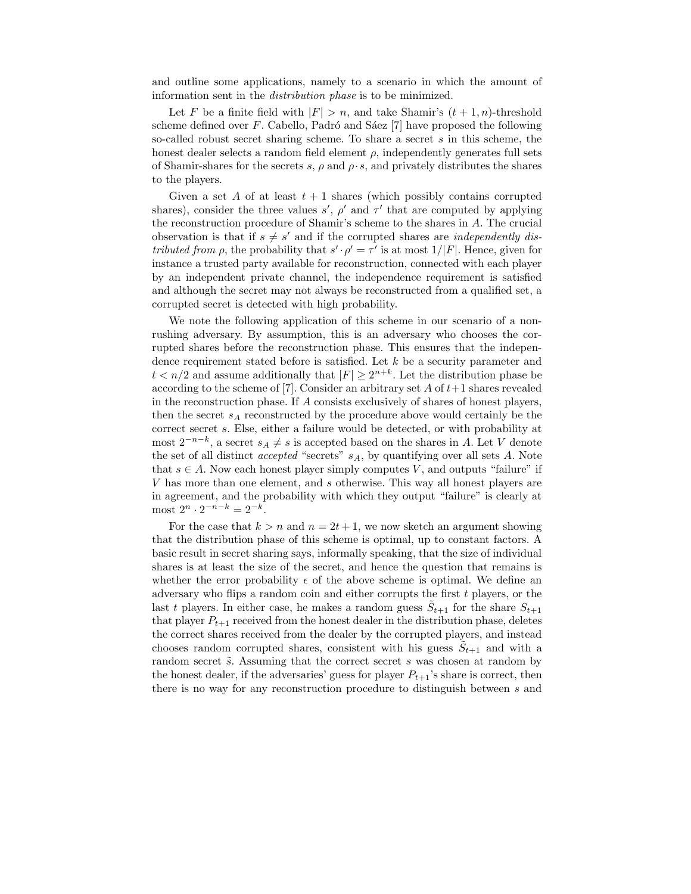and outline some applications, namely to a scenario in which the amount of information sent in the *distribution phase* is to be minimized.

Let $F$ be a finite field with $|F| > n$, and take Shamir's $(t+1, n)$-threshold scheme defined over $F$. Cabello, Padró and Sáez [7] have proposed the following so-called robust secret sharing scheme. To share a secret $s$ in this scheme, the honest dealer selects a random field element $\rho$, independently generates full sets of Shamir-shares for the secrets $s$, $\rho$ and $\rho \cdot s$, and privately distributes the shares to the players.

Given a set $A$ of at least $t+1$ shares (which possibly contains corrupted shares), consider the three values $s'$, $\rho'$ and $\tau'$ that are computed by applying the reconstruction procedure of Shamir's scheme to the shares in $A$. The crucial observation is that if $s \neq s'$ and if the corrupted shares are *independently distributed from* $\rho$, the probability that $s' \cdot \rho' = \tau'$ is at most $1/|F|$. Hence, given for instance a trusted party available for reconstruction, connected with each player by an independent private channel, the independence requirement is satisfied and although the secret may not always be reconstructed from a qualified set, a corrupted secret is detected with high probability.

We note the following application of this scheme in our scenario of a non-rushing adversary. By assumption, this is an adversary who chooses the corrupted shares before the reconstruction phase. This ensures that the independence requirement stated before is satisfied. Let $k$ be a security parameter and $t < n/2$ and assume additionally that $|F| \geq 2^{n+k}$. Let the distribution phase be according to the scheme of [7]. Consider an arbitrary set $A$ of $t+1$ shares revealed in the reconstruction phase. If $A$ consists exclusively of shares of honest players, then the secret $s_A$ reconstructed by the procedure above would certainly be the correct secret $s$. Else, either a failure would be detected, or with probability at most $2^{-n-k}$, a secret $s_A \neq s$ is accepted based on the shares in $A$. Let $V$ denote the set of all distinct *accepted* "secrets" $s_A$, by quantifying over all sets $A$. Note that $s \in A$. Now each honest player simply computes $V$, and outputs "failure" if $V$ has more than one element, and $s$ otherwise. This way all honest players are in agreement, and the probability with which they output "failure" is clearly at most $2^n \cdot 2^{-n-k} = 2^{-k}$.

For the case that $k > n$ and $n = 2t+1$, we now sketch an argument showing that the distribution phase of this scheme is optimal, up to constant factors. A basic result in secret sharing says, informally speaking, that the size of individual shares is at least the size of the secret, and hence the question that remains is whether the error probability $\epsilon$ of the above scheme is optimal. We define an adversary who flips a random coin and either corrupts the first $t$ players, or the last $t$ players. In either case, he makes a random guess $\tilde{S}_{t+1}$ for the share $S_{t+1}$ that player $P_{t+1}$ received from the honest dealer in the distribution phase, deletes the correct shares received from the dealer by the corrupted players, and instead chooses random corrupted shares, consistent with his guess $\tilde{S}_{t+1}$ and with a random secret $\tilde{s}$. Assuming that the correct secret $s$ was chosen at random by the honest dealer, if the adversaries' guess for player $P_{t+1}$'s share is correct, then there is no way for any reconstruction procedure to distinguish between $s$ and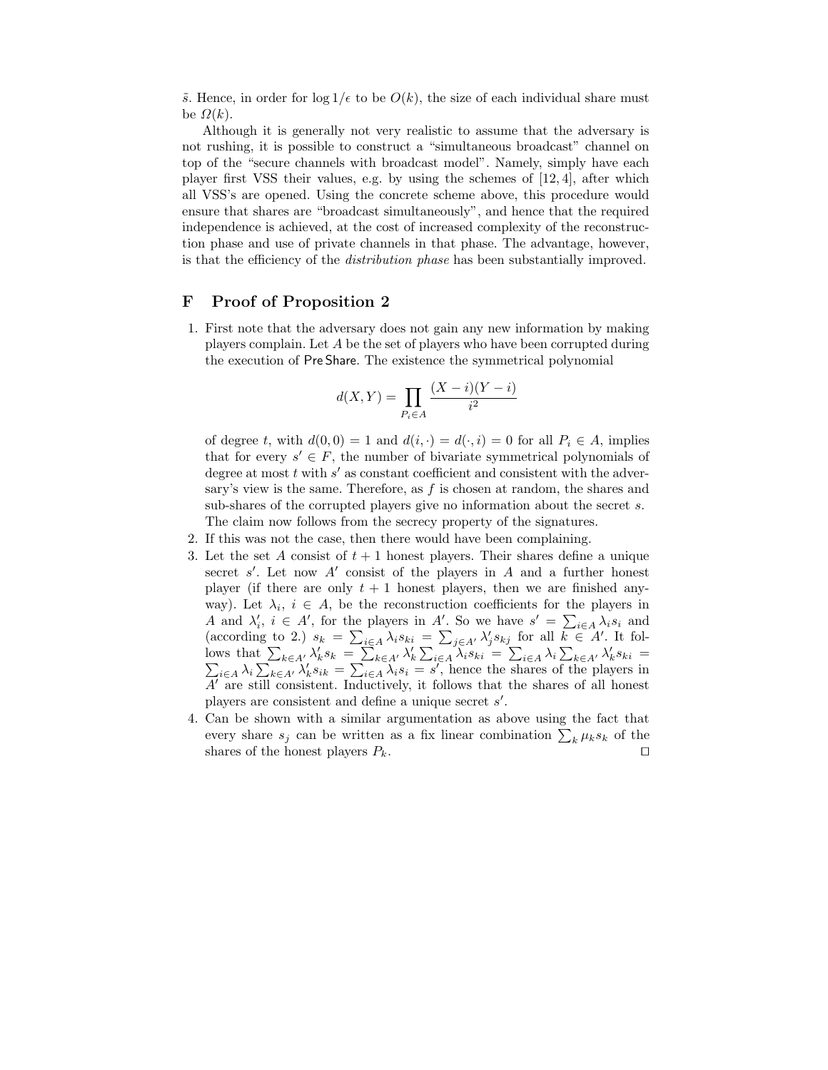$\tilde{s}$. Hence, in order for $\log 1/\epsilon$ to be $O(k)$, the size of each individual share must be $\Omega(k)$.

Although it is generally not very realistic to assume that the adversary is not rushing, it is possible to construct a "simultaneous broadcast" channel on top of the "secure channels with broadcast model". Namely, simply have each player first VSS their values, e.g. by using the schemes of [12, 4], after which all VSS's are opened. Using the concrete scheme above, this procedure would ensure that shares are "broadcast simultaneously", and hence that the required independence is achieved, at the cost of increased complexity of the reconstruction phase and use of private channels in that phase. The advantage, however, is that the efficiency of the *distribution phase* has been substantially improved.

## F Proof of Proposition 2

1. First note that the adversary does not gain any new information by making players complain. Let $A$ be the set of players who have been corrupted during the execution of $\mathsf{Pre\,Share}$. The existence the symmetrical polynomial

$$d(X,Y) = \prod_{P_i \in A} \frac{(X-i)(Y-i)}{i^2}$$

   of degree $t$, with $d(0,0) = 1$ and $d(i,\cdot) = d(\cdot,i) = 0$ for all $P_i \in A$, implies that for every $s' \in F$, the number of bivariate symmetrical polynomials of degree at most $t$ with $s'$ as constant coefficient and consistent with the adversary's view is the same. Therefore, as $f$ is chosen at random, the shares and sub-shares of the corrupted players give no information about the secret $s$. The claim now follows from the secrecy property of the signatures.
2. If this was not the case, then there would have been complaining.
3. Let the set $A$ consist of $t+1$ honest players. Their shares define a unique secret $s'$. Let now $A'$ consist of the players in $A$ and a further honest player (if there are only $t+1$ honest players, then we are finished anyway). Let $\lambda_i$, $i \in A$, be the reconstruction coefficients for the players in $A$ and $\lambda'_i$, $i \in A'$, for the players in $A'$. So we have $s' = \sum_{i \in A} \lambda_i s_i$ and (according to 2.) $s_k = \sum_{i \in A} \lambda_i s_{ki} = \sum_{j \in A'} \lambda'_j s_{kj}$ for all $k \in A'$. It follows that $\sum_{k \in A'} \lambda'_k s_k = \sum_{k \in A'} \lambda'_k \sum_{i \in A} \lambda_i s_{ki} = \sum_{i \in A} \lambda_i \sum_{k \in A'} \lambda'_k s_{ki} = \sum_{i \in A} \lambda_i \sum_{k \in A'} \lambda'_k s_{ik} = \sum_{i \in A} \lambda_i s_i = s'$, hence the shares of the players in $A'$ are still consistent. Inductively, it follows that the shares of all honest players are consistent and define a unique secret $s'$.
4. Can be shown with a similar argumentation as above using the fact that every share $s_j$ can be written as a fix linear combination $\sum_k \mu_k s_k$ of the shares of the honest players $P_k$. $\square$